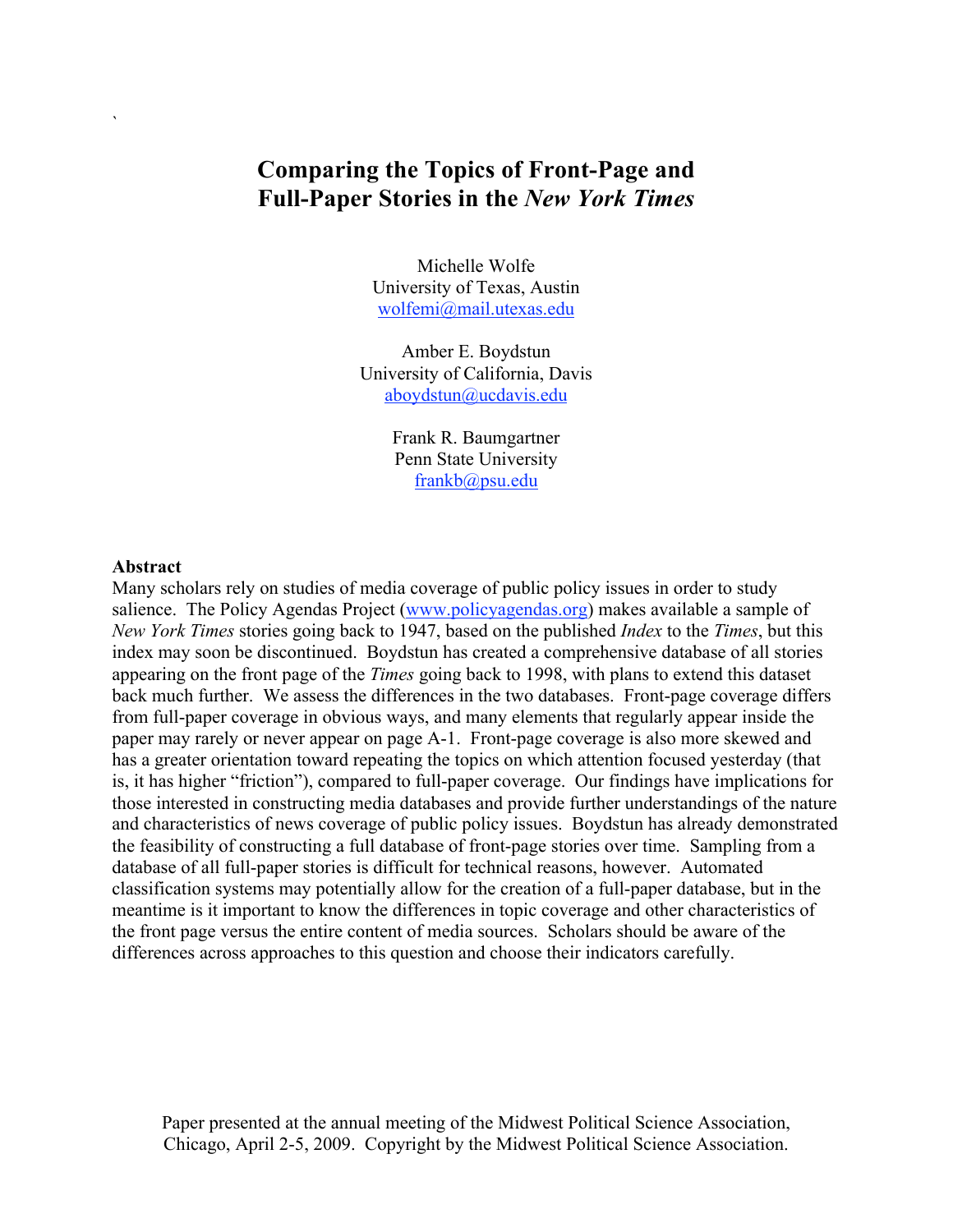# Comparing the Topics of Front-Page and Full-Paper Stories in the *New York Times*

Michelle Wolfe
University of Texas, Austin
wolfemi@mail.utexas.edu

Amber E. Boydstun
University of California, Davis
aboydstun@ucdavis.edu

Frank R. Baumgartner
Penn State University
frankb@psu.edu

**Abstract**

Many scholars rely on studies of media coverage of public policy issues in order to study salience. The Policy Agendas Project (www.policyagendas.org) makes available a sample of *New York Times* stories going back to 1947, based on the published *Index* to the *Times*, but this index may soon be discontinued. Boydstun has created a comprehensive database of all stories appearing on the front page of the *Times* going back to 1998, with plans to extend this dataset back much further. We assess the differences in the two databases. Front-page coverage differs from full-paper coverage in obvious ways, and many elements that regularly appear inside the paper may rarely or never appear on page A-1. Front-page coverage is also more skewed and has a greater orientation toward repeating the topics on which attention focused yesterday (that is, it has higher "friction"), compared to full-paper coverage. Our findings have implications for those interested in constructing media databases and provide further understandings of the nature and characteristics of news coverage of public policy issues. Boydstun has already demonstrated the feasibility of constructing a full database of front-page stories over time. Sampling from a database of all full-paper stories is difficult for technical reasons, however. Automated classification systems may potentially allow for the creation of a full-paper database, but in the meantime is it important to know the differences in topic coverage and other characteristics of the front page versus the entire content of media sources. Scholars should be aware of the differences across approaches to this question and choose their indicators carefully.

Paper presented at the annual meeting of the Midwest Political Science Association, Chicago, April 2-5, 2009. Copyright by the Midwest Political Science Association.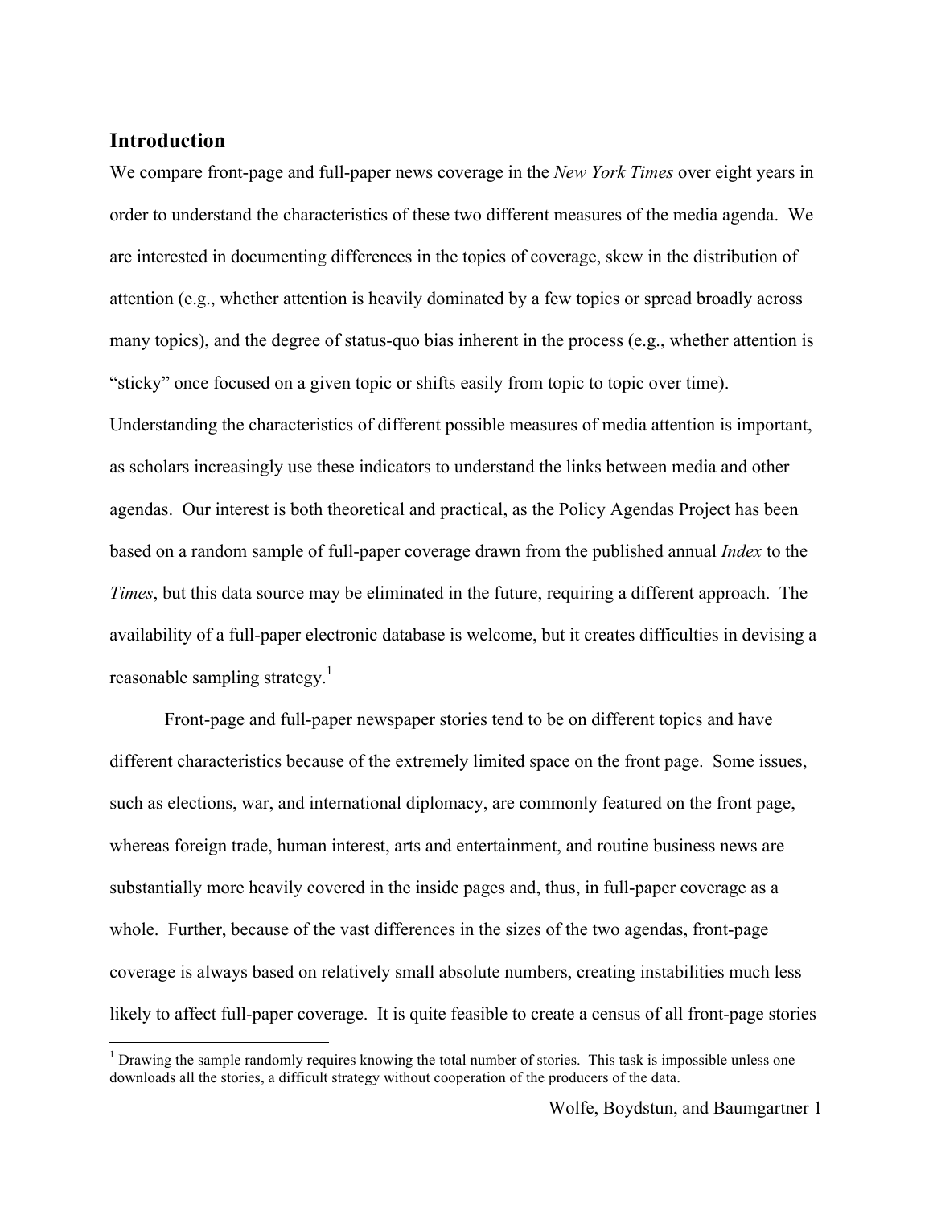## Introduction

We compare front-page and full-paper news coverage in the *New York Times* over eight years in order to understand the characteristics of these two different measures of the media agenda. We are interested in documenting differences in the topics of coverage, skew in the distribution of attention (e.g., whether attention is heavily dominated by a few topics or spread broadly across many topics), and the degree of status-quo bias inherent in the process (e.g., whether attention is "sticky" once focused on a given topic or shifts easily from topic to topic over time). Understanding the characteristics of different possible measures of media attention is important, as scholars increasingly use these indicators to understand the links between media and other agendas. Our interest is both theoretical and practical, as the Policy Agendas Project has been based on a random sample of full-paper coverage drawn from the published annual *Index* to the *Times*, but this data source may be eliminated in the future, requiring a different approach. The availability of a full-paper electronic database is welcome, but it creates difficulties in devising a reasonable sampling strategy.[1]

Front-page and full-paper newspaper stories tend to be on different topics and have different characteristics because of the extremely limited space on the front page. Some issues, such as elections, war, and international diplomacy, are commonly featured on the front page, whereas foreign trade, human interest, arts and entertainment, and routine business news are substantially more heavily covered in the inside pages and, thus, in full-paper coverage as a whole. Further, because of the vast differences in the sizes of the two agendas, front-page coverage is always based on relatively small absolute numbers, creating instabilities much less likely to affect full-paper coverage. It is quite feasible to create a census of all front-page stories

[1] Drawing the sample randomly requires knowing the total number of stories. This task is impossible unless one downloads all the stories, a difficult strategy without cooperation of the producers of the data.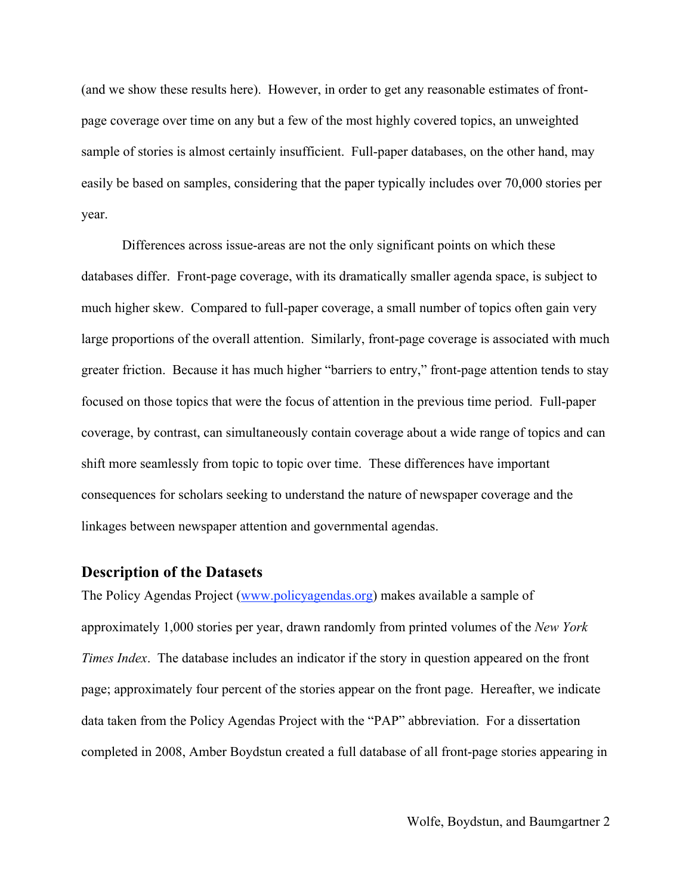(and we show these results here). However, in order to get any reasonable estimates of front-page coverage over time on any but a few of the most highly covered topics, an unweighted sample of stories is almost certainly insufficient. Full-paper databases, on the other hand, may easily be based on samples, considering that the paper typically includes over 70,000 stories per year.

Differences across issue-areas are not the only significant points on which these databases differ. Front-page coverage, with its dramatically smaller agenda space, is subject to much higher skew. Compared to full-paper coverage, a small number of topics often gain very large proportions of the overall attention. Similarly, front-page coverage is associated with much greater friction. Because it has much higher "barriers to entry," front-page attention tends to stay focused on those topics that were the focus of attention in the previous time period. Full-paper coverage, by contrast, can simultaneously contain coverage about a wide range of topics and can shift more seamlessly from topic to topic over time. These differences have important consequences for scholars seeking to understand the nature of newspaper coverage and the linkages between newspaper attention and governmental agendas.

## Description of the Datasets

The Policy Agendas Project (www.policyagendas.org) makes available a sample of approximately 1,000 stories per year, drawn randomly from printed volumes of the *New York Times Index*. The database includes an indicator if the story in question appeared on the front page; approximately four percent of the stories appear on the front page. Hereafter, we indicate data taken from the Policy Agendas Project with the "PAP" abbreviation. For a dissertation completed in 2008, Amber Boydstun created a full database of all front-page stories appearing in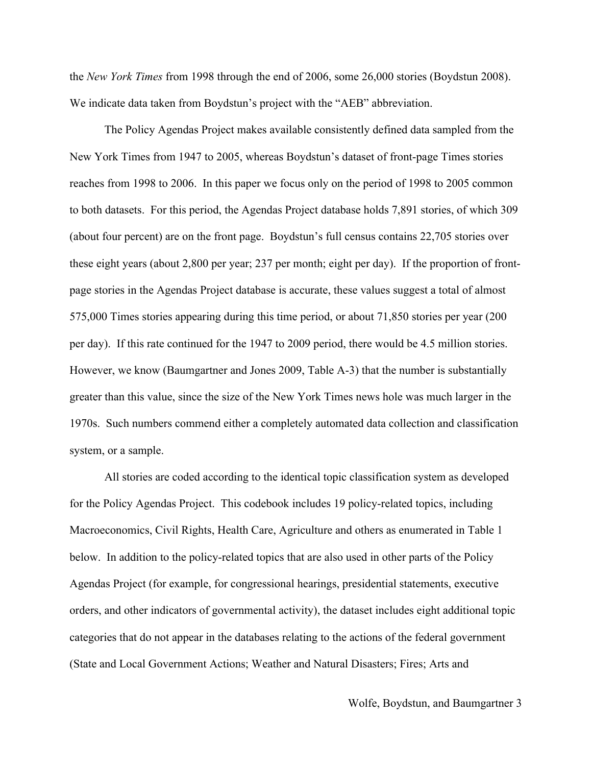the *New York Times* from 1998 through the end of 2006, some 26,000 stories (Boydstun 2008). We indicate data taken from Boydstun's project with the "AEB" abbreviation.

The Policy Agendas Project makes available consistently defined data sampled from the New York Times from 1947 to 2005, whereas Boydstun's dataset of front-page Times stories reaches from 1998 to 2006. In this paper we focus only on the period of 1998 to 2005 common to both datasets. For this period, the Agendas Project database holds 7,891 stories, of which 309 (about four percent) are on the front page. Boydstun's full census contains 22,705 stories over these eight years (about 2,800 per year; 237 per month; eight per day). If the proportion of front-page stories in the Agendas Project database is accurate, these values suggest a total of almost 575,000 Times stories appearing during this time period, or about 71,850 stories per year (200 per day). If this rate continued for the 1947 to 2009 period, there would be 4.5 million stories. However, we know (Baumgartner and Jones 2009, Table A-3) that the number is substantially greater than this value, since the size of the New York Times news hole was much larger in the 1970s. Such numbers commend either a completely automated data collection and classification system, or a sample.

All stories are coded according to the identical topic classification system as developed for the Policy Agendas Project. This codebook includes 19 policy-related topics, including Macroeconomics, Civil Rights, Health Care, Agriculture and others as enumerated in Table 1 below. In addition to the policy-related topics that are also used in other parts of the Policy Agendas Project (for example, for congressional hearings, presidential statements, executive orders, and other indicators of governmental activity), the dataset includes eight additional topic categories that do not appear in the databases relating to the actions of the federal government (State and Local Government Actions; Weather and Natural Disasters; Fires; Arts and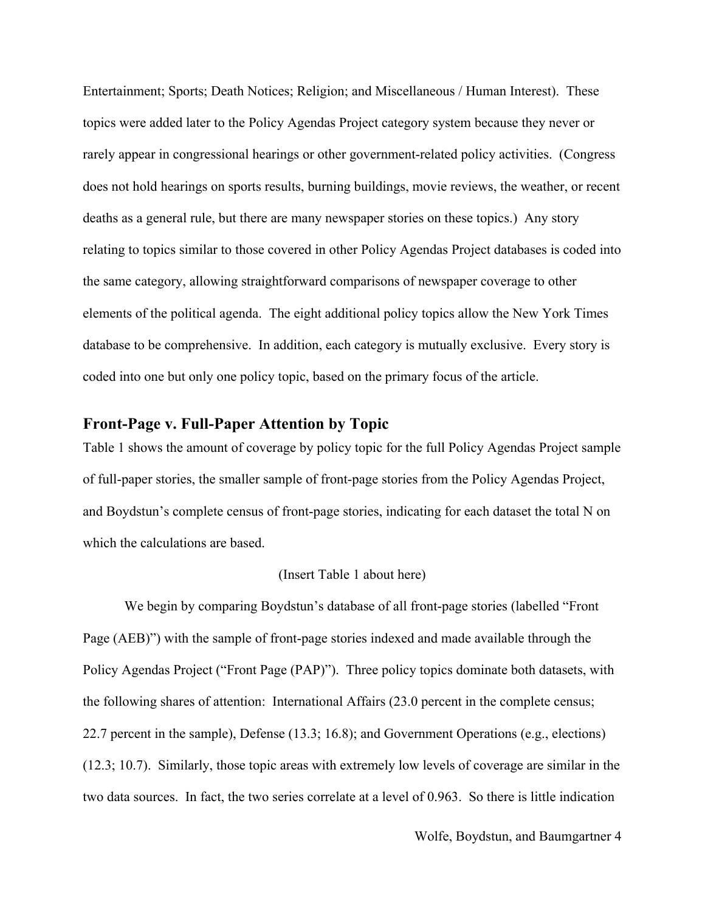Entertainment; Sports; Death Notices; Religion; and Miscellaneous / Human Interest). These topics were added later to the Policy Agendas Project category system because they never or rarely appear in congressional hearings or other government-related policy activities. (Congress does not hold hearings on sports results, burning buildings, movie reviews, the weather, or recent deaths as a general rule, but there are many newspaper stories on these topics.) Any story relating to topics similar to those covered in other Policy Agendas Project databases is coded into the same category, allowing straightforward comparisons of newspaper coverage to other elements of the political agenda. The eight additional policy topics allow the New York Times database to be comprehensive. In addition, each category is mutually exclusive. Every story is coded into one but only one policy topic, based on the primary focus of the article.

## Front-Page v. Full-Paper Attention by Topic

Table 1 shows the amount of coverage by policy topic for the full Policy Agendas Project sample of full-paper stories, the smaller sample of front-page stories from the Policy Agendas Project, and Boydstun's complete census of front-page stories, indicating for each dataset the total N on which the calculations are based.

(Insert Table 1 about here)

We begin by comparing Boydstun's database of all front-page stories (labelled "Front Page (AEB)") with the sample of front-page stories indexed and made available through the Policy Agendas Project ("Front Page (PAP)"). Three policy topics dominate both datasets, with the following shares of attention: International Affairs (23.0 percent in the complete census; 22.7 percent in the sample), Defense (13.3; 16.8); and Government Operations (e.g., elections) (12.3; 10.7). Similarly, those topic areas with extremely low levels of coverage are similar in the two data sources. In fact, the two series correlate at a level of 0.963. So there is little indication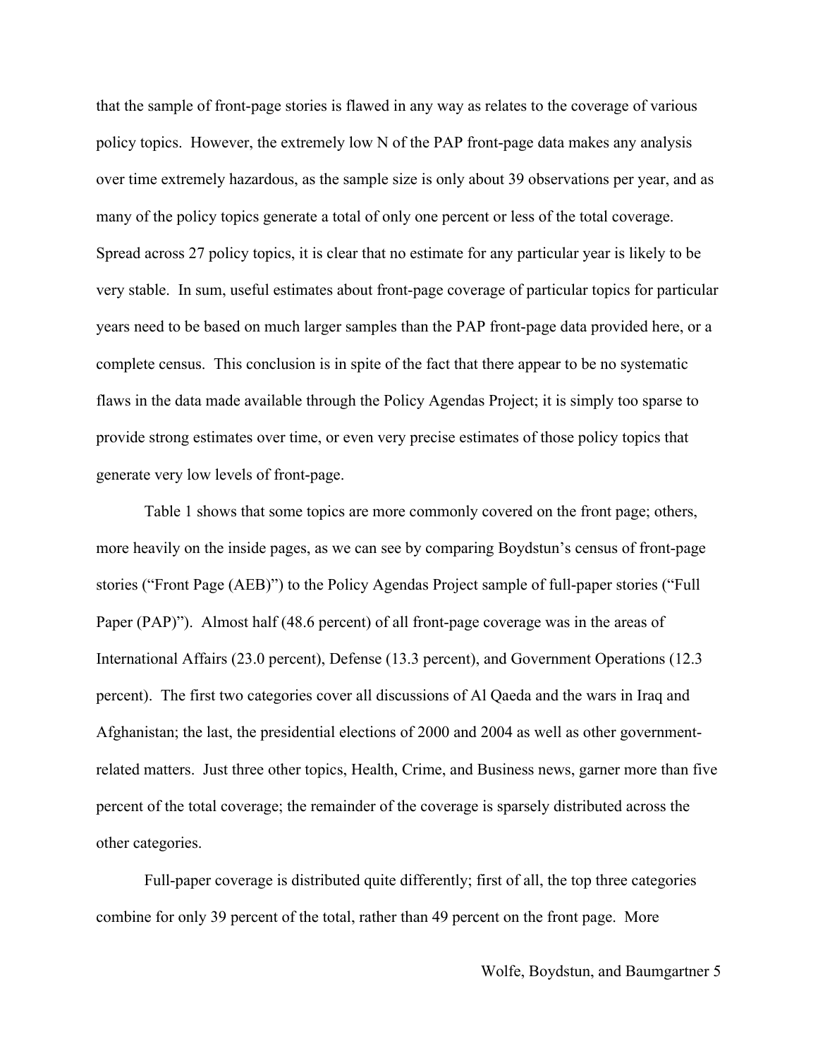that the sample of front-page stories is flawed in any way as relates to the coverage of various policy topics. However, the extremely low N of the PAP front-page data makes any analysis over time extremely hazardous, as the sample size is only about 39 observations per year, and as many of the policy topics generate a total of only one percent or less of the total coverage. Spread across 27 policy topics, it is clear that no estimate for any particular year is likely to be very stable. In sum, useful estimates about front-page coverage of particular topics for particular years need to be based on much larger samples than the PAP front-page data provided here, or a complete census. This conclusion is in spite of the fact that there appear to be no systematic flaws in the data made available through the Policy Agendas Project; it is simply too sparse to provide strong estimates over time, or even very precise estimates of those policy topics that generate very low levels of front-page.

Table 1 shows that some topics are more commonly covered on the front page; others, more heavily on the inside pages, as we can see by comparing Boydstun's census of front-page stories ("Front Page (AEB)") to the Policy Agendas Project sample of full-paper stories ("Full Paper (PAP)"). Almost half (48.6 percent) of all front-page coverage was in the areas of International Affairs (23.0 percent), Defense (13.3 percent), and Government Operations (12.3 percent). The first two categories cover all discussions of Al Qaeda and the wars in Iraq and Afghanistan; the last, the presidential elections of 2000 and 2004 as well as other government-related matters. Just three other topics, Health, Crime, and Business news, garner more than five percent of the total coverage; the remainder of the coverage is sparsely distributed across the other categories.

Full-paper coverage is distributed quite differently; first of all, the top three categories combine for only 39 percent of the total, rather than 49 percent on the front page. More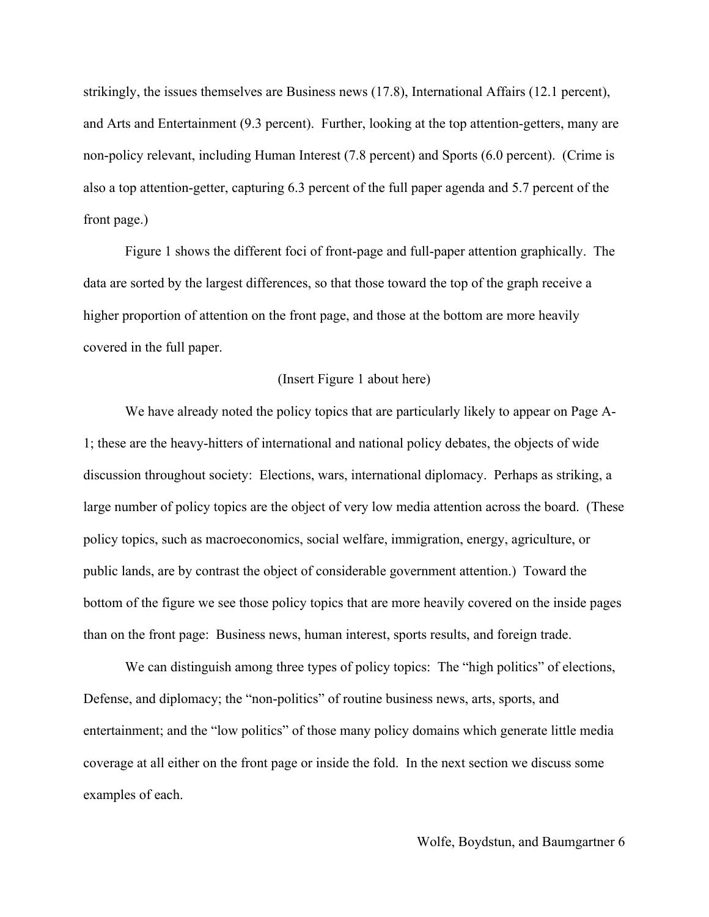strikingly, the issues themselves are Business news (17.8), International Affairs (12.1 percent), and Arts and Entertainment (9.3 percent). Further, looking at the top attention-getters, many are non-policy relevant, including Human Interest (7.8 percent) and Sports (6.0 percent). (Crime is also a top attention-getter, capturing 6.3 percent of the full paper agenda and 5.7 percent of the front page.)

Figure 1 shows the different foci of front-page and full-paper attention graphically. The data are sorted by the largest differences, so that those toward the top of the graph receive a higher proportion of attention on the front page, and those at the bottom are more heavily covered in the full paper.

(Insert Figure 1 about here)

We have already noted the policy topics that are particularly likely to appear on Page A-1; these are the heavy-hitters of international and national policy debates, the objects of wide discussion throughout society: Elections, wars, international diplomacy. Perhaps as striking, a large number of policy topics are the object of very low media attention across the board. (These policy topics, such as macroeconomics, social welfare, immigration, energy, agriculture, or public lands, are by contrast the object of considerable government attention.) Toward the bottom of the figure we see those policy topics that are more heavily covered on the inside pages than on the front page: Business news, human interest, sports results, and foreign trade.

We can distinguish among three types of policy topics: The "high politics" of elections, Defense, and diplomacy; the "non-politics" of routine business news, arts, sports, and entertainment; and the "low politics" of those many policy domains which generate little media coverage at all either on the front page or inside the fold. In the next section we discuss some examples of each.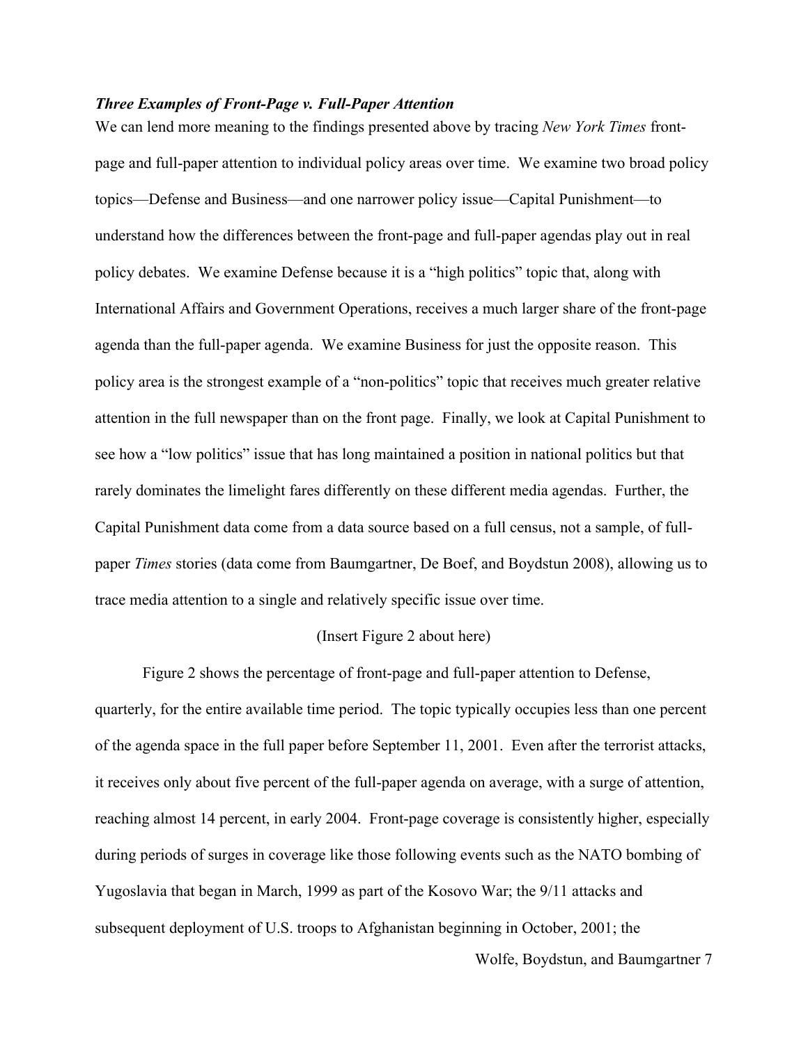***Three Examples of Front-Page v. Full-Paper Attention***

We can lend more meaning to the findings presented above by tracing *New York Times* front-page and full-paper attention to individual policy areas over time. We examine two broad policy topics—Defense and Business—and one narrower policy issue—Capital Punishment—to understand how the differences between the front-page and full-paper agendas play out in real policy debates. We examine Defense because it is a "high politics" topic that, along with International Affairs and Government Operations, receives a much larger share of the front-page agenda than the full-paper agenda. We examine Business for just the opposite reason. This policy area is the strongest example of a "non-politics" topic that receives much greater relative attention in the full newspaper than on the front page. Finally, we look at Capital Punishment to see how a "low politics" issue that has long maintained a position in national politics but that rarely dominates the limelight fares differently on these different media agendas. Further, the Capital Punishment data come from a data source based on a full census, not a sample, of full-paper *Times* stories (data come from Baumgartner, De Boef, and Boydstun 2008), allowing us to trace media attention to a single and relatively specific issue over time.

(Insert Figure 2 about here)

Figure 2 shows the percentage of front-page and full-paper attention to Defense, quarterly, for the entire available time period. The topic typically occupies less than one percent of the agenda space in the full paper before September 11, 2001. Even after the terrorist attacks, it receives only about five percent of the full-paper agenda on average, with a surge of attention, reaching almost 14 percent, in early 2004. Front-page coverage is consistently higher, especially during periods of surges in coverage like those following events such as the NATO bombing of Yugoslavia that began in March, 1999 as part of the Kosovo War; the 9/11 attacks and subsequent deployment of U.S. troops to Afghanistan beginning in October, 2001; the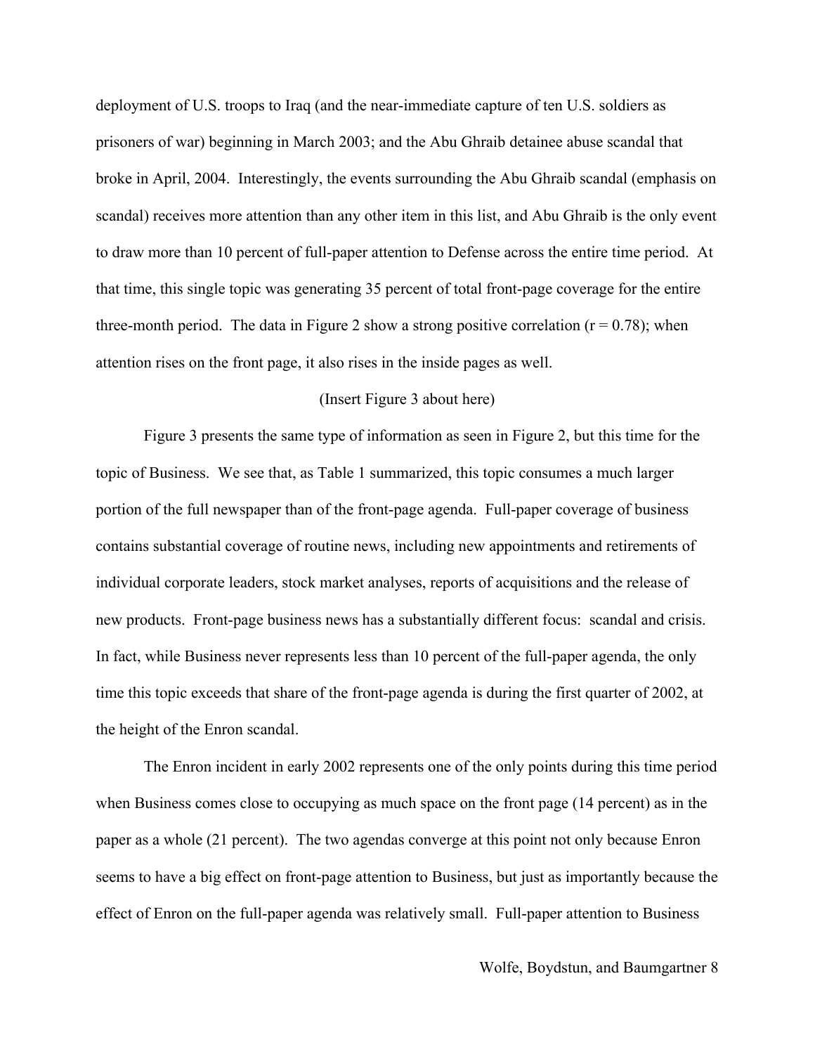deployment of U.S. troops to Iraq (and the near-immediate capture of ten U.S. soldiers as prisoners of war) beginning in March 2003; and the Abu Ghraib detainee abuse scandal that broke in April, 2004. Interestingly, the events surrounding the Abu Ghraib scandal (emphasis on scandal) receives more attention than any other item in this list, and Abu Ghraib is the only event to draw more than 10 percent of full-paper attention to Defense across the entire time period. At that time, this single topic was generating 35 percent of total front-page coverage for the entire three-month period. The data in Figure 2 show a strong positive correlation ($r = 0.78$); when attention rises on the front page, it also rises in the inside pages as well.

(Insert Figure 3 about here)

Figure 3 presents the same type of information as seen in Figure 2, but this time for the topic of Business. We see that, as Table 1 summarized, this topic consumes a much larger portion of the full newspaper than of the front-page agenda. Full-paper coverage of business contains substantial coverage of routine news, including new appointments and retirements of individual corporate leaders, stock market analyses, reports of acquisitions and the release of new products. Front-page business news has a substantially different focus: scandal and crisis. In fact, while Business never represents less than 10 percent of the full-paper agenda, the only time this topic exceeds that share of the front-page agenda is during the first quarter of 2002, at the height of the Enron scandal.

The Enron incident in early 2002 represents one of the only points during this time period when Business comes close to occupying as much space on the front page (14 percent) as in the paper as a whole (21 percent). The two agendas converge at this point not only because Enron seems to have a big effect on front-page attention to Business, but just as importantly because the effect of Enron on the full-paper agenda was relatively small. Full-paper attention to Business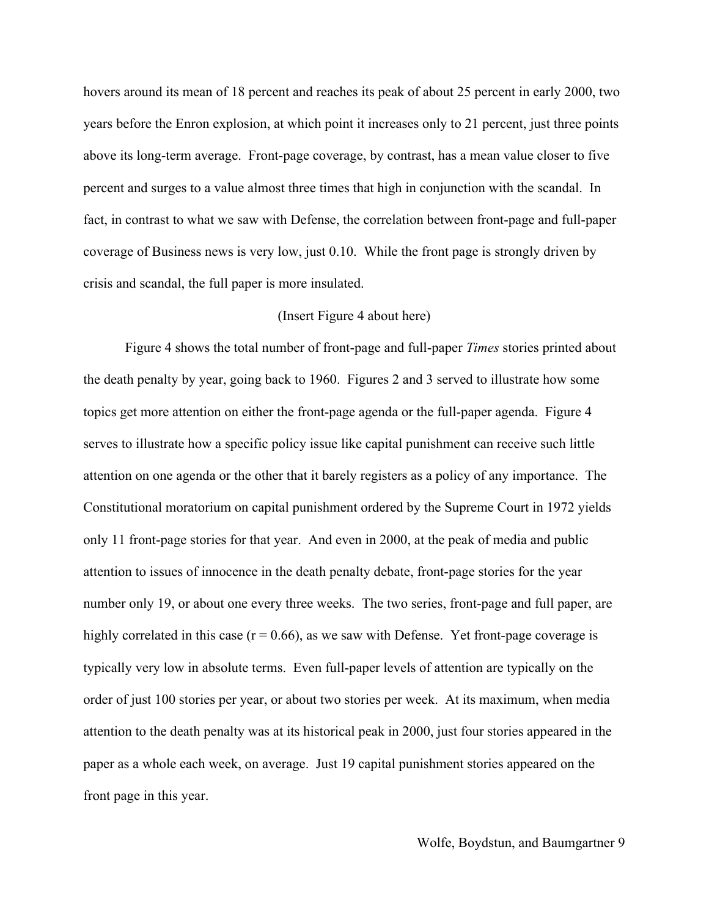hovers around its mean of 18 percent and reaches its peak of about 25 percent in early 2000, two years before the Enron explosion, at which point it increases only to 21 percent, just three points above its long-term average. Front-page coverage, by contrast, has a mean value closer to five percent and surges to a value almost three times that high in conjunction with the scandal. In fact, in contrast to what we saw with Defense, the correlation between front-page and full-paper coverage of Business news is very low, just 0.10. While the front page is strongly driven by crisis and scandal, the full paper is more insulated.

(Insert Figure 4 about here)

Figure 4 shows the total number of front-page and full-paper *Times* stories printed about the death penalty by year, going back to 1960. Figures 2 and 3 served to illustrate how some topics get more attention on either the front-page agenda or the full-paper agenda. Figure 4 serves to illustrate how a specific policy issue like capital punishment can receive such little attention on one agenda or the other that it barely registers as a policy of any importance. The Constitutional moratorium on capital punishment ordered by the Supreme Court in 1972 yields only 11 front-page stories for that year. And even in 2000, at the peak of media and public attention to issues of innocence in the death penalty debate, front-page stories for the year number only 19, or about one every three weeks. The two series, front-page and full paper, are highly correlated in this case ($r = 0.66$), as we saw with Defense. Yet front-page coverage is typically very low in absolute terms. Even full-paper levels of attention are typically on the order of just 100 stories per year, or about two stories per week. At its maximum, when media attention to the death penalty was at its historical peak in 2000, just four stories appeared in the paper as a whole each week, on average. Just 19 capital punishment stories appeared on the front page in this year.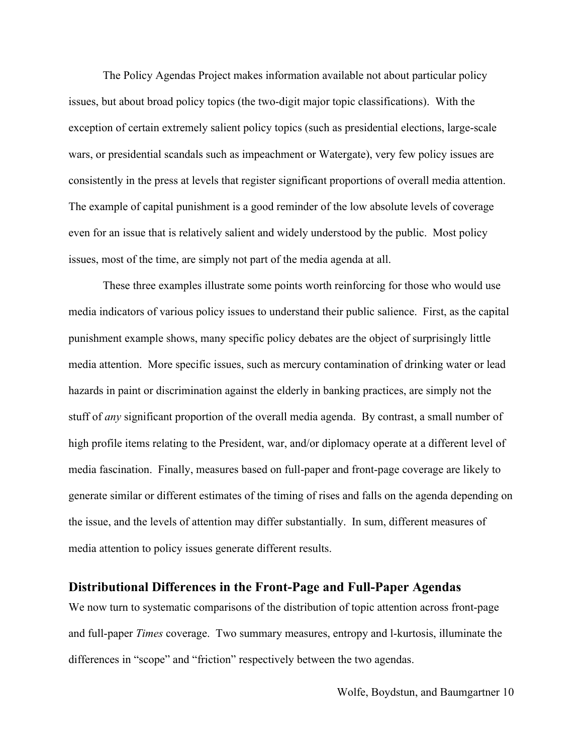The Policy Agendas Project makes information available not about particular policy issues, but about broad policy topics (the two-digit major topic classifications). With the exception of certain extremely salient policy topics (such as presidential elections, large-scale wars, or presidential scandals such as impeachment or Watergate), very few policy issues are consistently in the press at levels that register significant proportions of overall media attention. The example of capital punishment is a good reminder of the low absolute levels of coverage even for an issue that is relatively salient and widely understood by the public. Most policy issues, most of the time, are simply not part of the media agenda at all.

These three examples illustrate some points worth reinforcing for those who would use media indicators of various policy issues to understand their public salience. First, as the capital punishment example shows, many specific policy debates are the object of surprisingly little media attention. More specific issues, such as mercury contamination of drinking water or lead hazards in paint or discrimination against the elderly in banking practices, are simply not the stuff of *any* significant proportion of the overall media agenda. By contrast, a small number of high profile items relating to the President, war, and/or diplomacy operate at a different level of media fascination. Finally, measures based on full-paper and front-page coverage are likely to generate similar or different estimates of the timing of rises and falls on the agenda depending on the issue, and the levels of attention may differ substantially. In sum, different measures of media attention to policy issues generate different results.

## Distributional Differences in the Front-Page and Full-Paper Agendas

We now turn to systematic comparisons of the distribution of topic attention across front-page and full-paper *Times* coverage. Two summary measures, entropy and l-kurtosis, illuminate the differences in "scope" and "friction" respectively between the two agendas.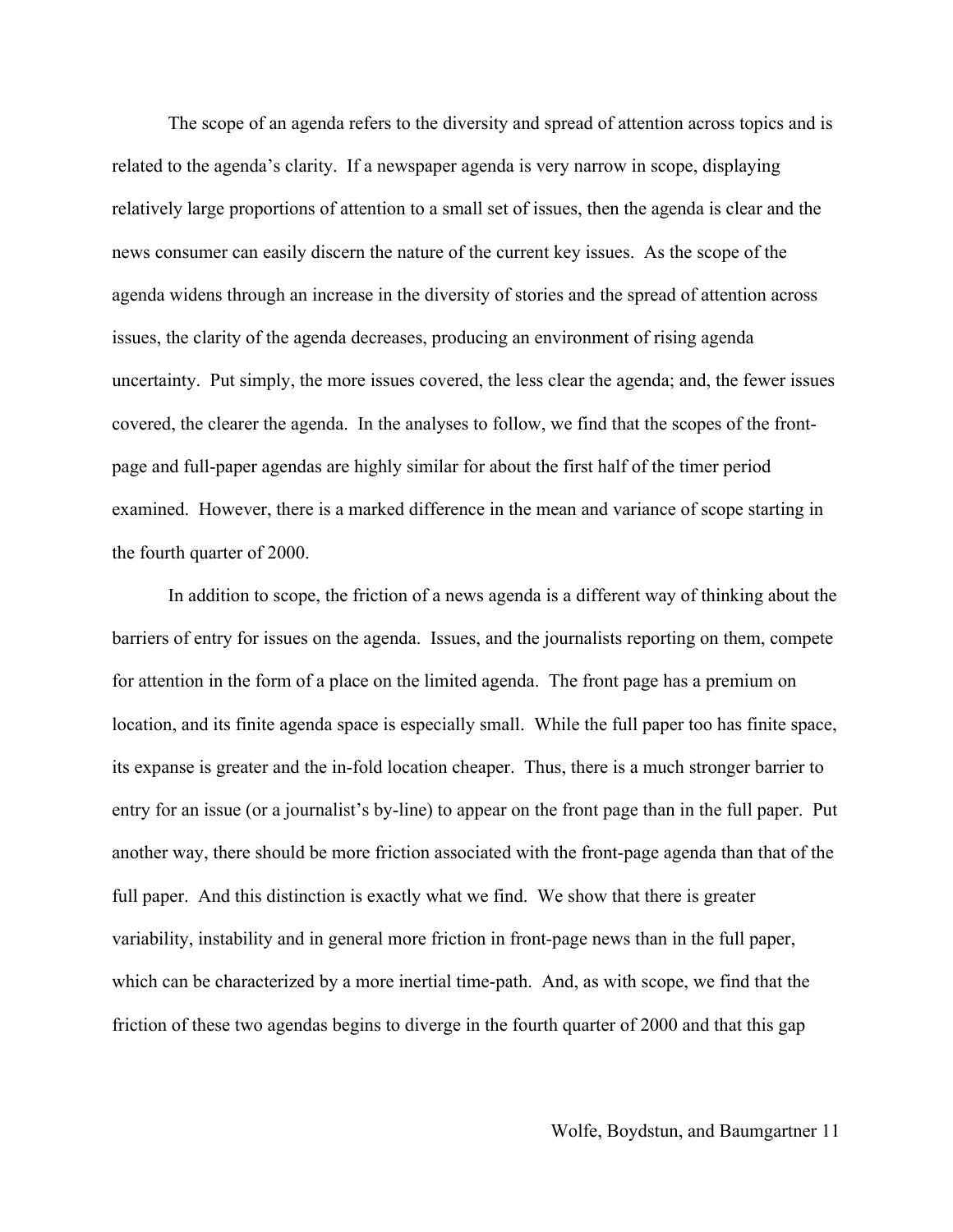The scope of an agenda refers to the diversity and spread of attention across topics and is related to the agenda's clarity. If a newspaper agenda is very narrow in scope, displaying relatively large proportions of attention to a small set of issues, then the agenda is clear and the news consumer can easily discern the nature of the current key issues. As the scope of the agenda widens through an increase in the diversity of stories and the spread of attention across issues, the clarity of the agenda decreases, producing an environment of rising agenda uncertainty. Put simply, the more issues covered, the less clear the agenda; and, the fewer issues covered, the clearer the agenda. In the analyses to follow, we find that the scopes of the front-page and full-paper agendas are highly similar for about the first half of the timer period examined. However, there is a marked difference in the mean and variance of scope starting in the fourth quarter of 2000.

In addition to scope, the friction of a news agenda is a different way of thinking about the barriers of entry for issues on the agenda. Issues, and the journalists reporting on them, compete for attention in the form of a place on the limited agenda. The front page has a premium on location, and its finite agenda space is especially small. While the full paper too has finite space, its expanse is greater and the in-fold location cheaper. Thus, there is a much stronger barrier to entry for an issue (or a journalist's by-line) to appear on the front page than in the full paper. Put another way, there should be more friction associated with the front-page agenda than that of the full paper. And this distinction is exactly what we find. We show that there is greater variability, instability and in general more friction in front-page news than in the full paper, which can be characterized by a more inertial time-path. And, as with scope, we find that the friction of these two agendas begins to diverge in the fourth quarter of 2000 and that this gap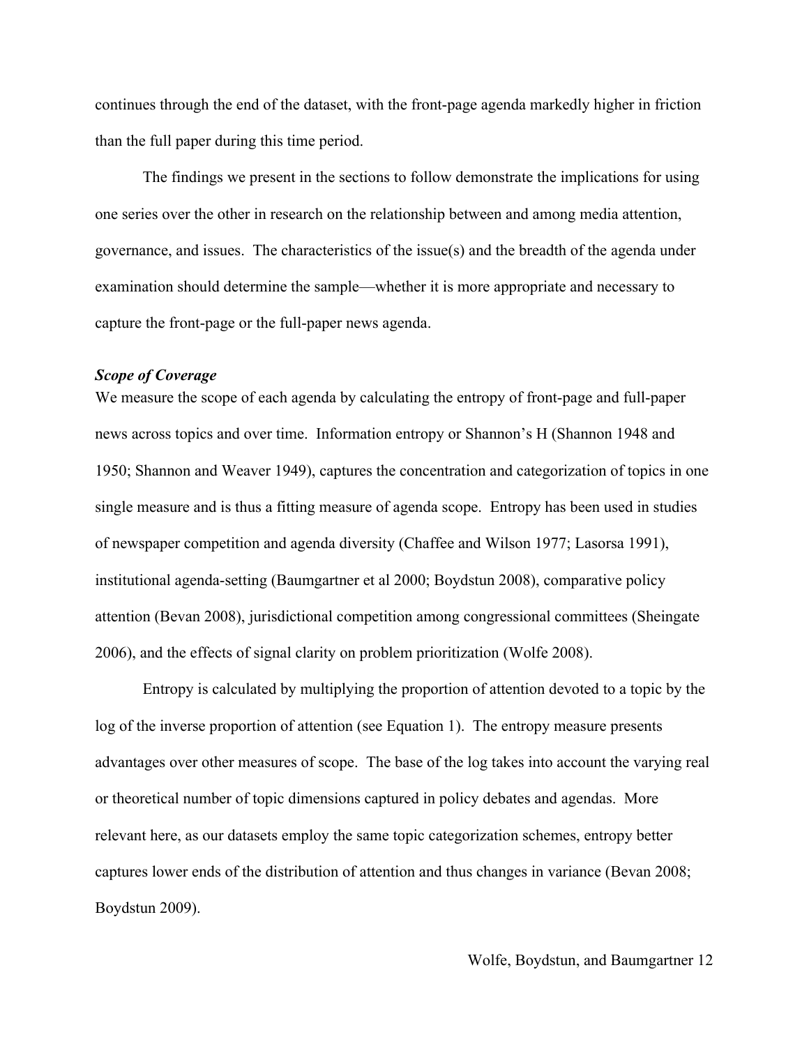continues through the end of the dataset, with the front-page agenda markedly higher in friction than the full paper during this time period.

The findings we present in the sections to follow demonstrate the implications for using one series over the other in research on the relationship between and among media attention, governance, and issues. The characteristics of the issue(s) and the breadth of the agenda under examination should determine the sample—whether it is more appropriate and necessary to capture the front-page or the full-paper news agenda.

***Scope of Coverage***

We measure the scope of each agenda by calculating the entropy of front-page and full-paper news across topics and over time. Information entropy or Shannon's H (Shannon 1948 and 1950; Shannon and Weaver 1949), captures the concentration and categorization of topics in one single measure and is thus a fitting measure of agenda scope. Entropy has been used in studies of newspaper competition and agenda diversity (Chaffee and Wilson 1977; Lasorsa 1991), institutional agenda-setting (Baumgartner et al 2000; Boydstun 2008), comparative policy attention (Bevan 2008), jurisdictional competition among congressional committees (Sheingate 2006), and the effects of signal clarity on problem prioritization (Wolfe 2008).

Entropy is calculated by multiplying the proportion of attention devoted to a topic by the log of the inverse proportion of attention (see Equation 1). The entropy measure presents advantages over other measures of scope. The base of the log takes into account the varying real or theoretical number of topic dimensions captured in policy debates and agendas. More relevant here, as our datasets employ the same topic categorization schemes, entropy better captures lower ends of the distribution of attention and thus changes in variance (Bevan 2008; Boydstun 2009).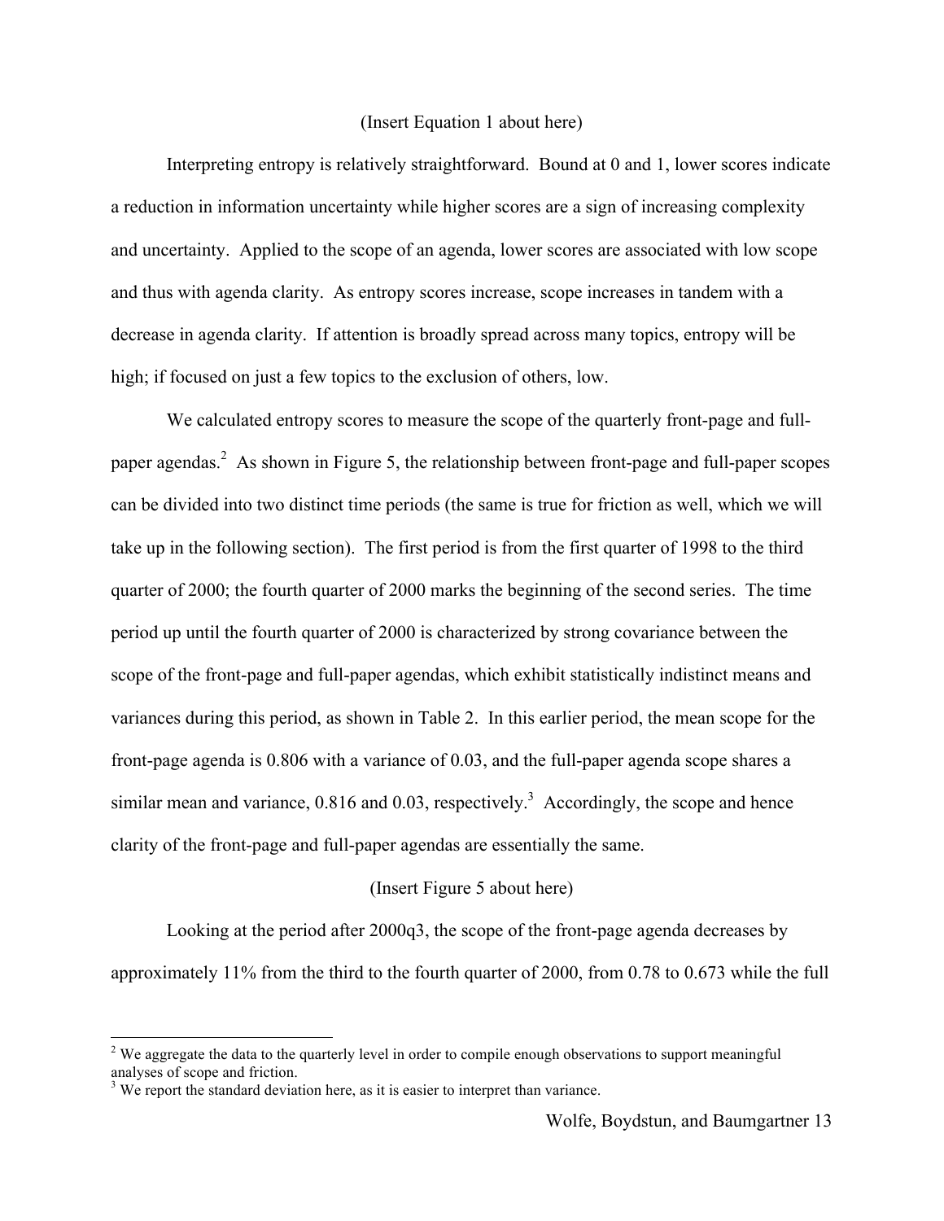(Insert Equation 1 about here)

Interpreting entropy is relatively straightforward. Bound at 0 and 1, lower scores indicate a reduction in information uncertainty while higher scores are a sign of increasing complexity and uncertainty. Applied to the scope of an agenda, lower scores are associated with low scope and thus with agenda clarity. As entropy scores increase, scope increases in tandem with a decrease in agenda clarity. If attention is broadly spread across many topics, entropy will be high; if focused on just a few topics to the exclusion of others, low.

We calculated entropy scores to measure the scope of the quarterly front-page and full-paper agendas.[2] As shown in Figure 5, the relationship between front-page and full-paper scopes can be divided into two distinct time periods (the same is true for friction as well, which we will take up in the following section). The first period is from the first quarter of 1998 to the third quarter of 2000; the fourth quarter of 2000 marks the beginning of the second series. The time period up until the fourth quarter of 2000 is characterized by strong covariance between the scope of the front-page and full-paper agendas, which exhibit statistically indistinct means and variances during this period, as shown in Table 2. In this earlier period, the mean scope for the front-page agenda is 0.806 with a variance of 0.03, and the full-paper agenda scope shares a similar mean and variance, 0.816 and 0.03, respectively.[3] Accordingly, the scope and hence clarity of the front-page and full-paper agendas are essentially the same.

(Insert Figure 5 about here)

Looking at the period after 2000q3, the scope of the front-page agenda decreases by approximately 11% from the third to the fourth quarter of 2000, from 0.78 to 0.673 while the full

[2] We aggregate the data to the quarterly level in order to compile enough observations to support meaningful analyses of scope and friction.

[3] We report the standard deviation here, as it is easier to interpret than variance.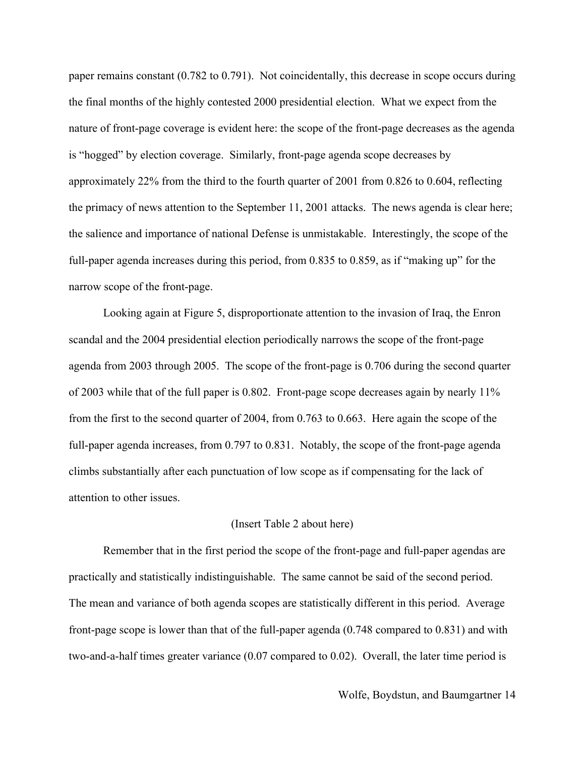paper remains constant (0.782 to 0.791). Not coincidentally, this decrease in scope occurs during the final months of the highly contested 2000 presidential election. What we expect from the nature of front-page coverage is evident here: the scope of the front-page decreases as the agenda is "hogged" by election coverage. Similarly, front-page agenda scope decreases by approximately 22% from the third to the fourth quarter of 2001 from 0.826 to 0.604, reflecting the primacy of news attention to the September 11, 2001 attacks. The news agenda is clear here; the salience and importance of national Defense is unmistakable. Interestingly, the scope of the full-paper agenda increases during this period, from 0.835 to 0.859, as if "making up" for the narrow scope of the front-page.

Looking again at Figure 5, disproportionate attention to the invasion of Iraq, the Enron scandal and the 2004 presidential election periodically narrows the scope of the front-page agenda from 2003 through 2005. The scope of the front-page is 0.706 during the second quarter of 2003 while that of the full paper is 0.802. Front-page scope decreases again by nearly 11% from the first to the second quarter of 2004, from 0.763 to 0.663. Here again the scope of the full-paper agenda increases, from 0.797 to 0.831. Notably, the scope of the front-page agenda climbs substantially after each punctuation of low scope as if compensating for the lack of attention to other issues.

(Insert Table 2 about here)

Remember that in the first period the scope of the front-page and full-paper agendas are practically and statistically indistinguishable. The same cannot be said of the second period. The mean and variance of both agenda scopes are statistically different in this period. Average front-page scope is lower than that of the full-paper agenda (0.748 compared to 0.831) and with two-and-a-half times greater variance (0.07 compared to 0.02). Overall, the later time period is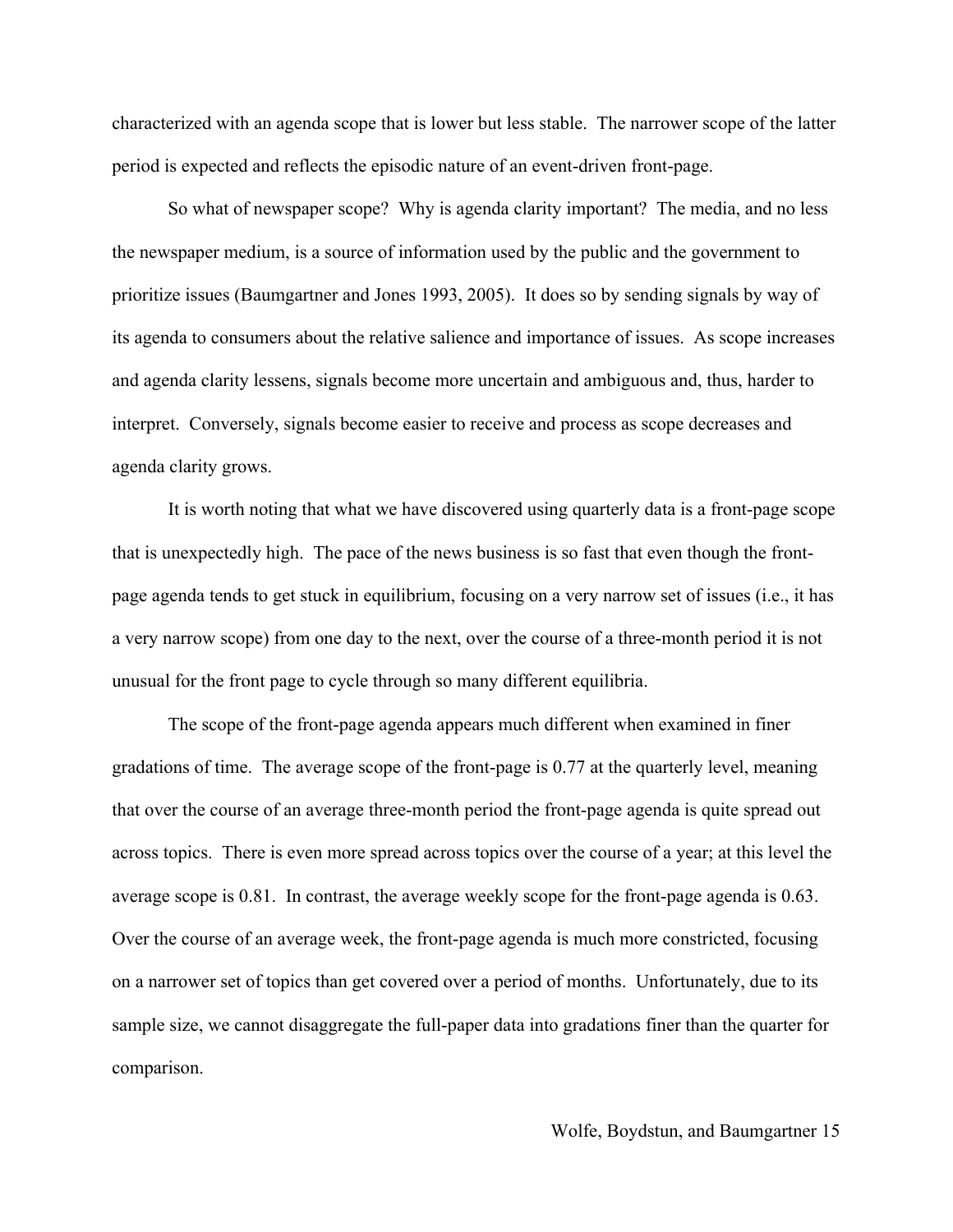characterized with an agenda scope that is lower but less stable. The narrower scope of the latter period is expected and reflects the episodic nature of an event-driven front-page.

So what of newspaper scope? Why is agenda clarity important? The media, and no less the newspaper medium, is a source of information used by the public and the government to prioritize issues (Baumgartner and Jones 1993, 2005). It does so by sending signals by way of its agenda to consumers about the relative salience and importance of issues. As scope increases and agenda clarity lessens, signals become more uncertain and ambiguous and, thus, harder to interpret. Conversely, signals become easier to receive and process as scope decreases and agenda clarity grows.

It is worth noting that what we have discovered using quarterly data is a front-page scope that is unexpectedly high. The pace of the news business is so fast that even though the front-page agenda tends to get stuck in equilibrium, focusing on a very narrow set of issues (i.e., it has a very narrow scope) from one day to the next, over the course of a three-month period it is not unusual for the front page to cycle through so many different equilibria.

The scope of the front-page agenda appears much different when examined in finer gradations of time. The average scope of the front-page is 0.77 at the quarterly level, meaning that over the course of an average three-month period the front-page agenda is quite spread out across topics. There is even more spread across topics over the course of a year; at this level the average scope is 0.81. In contrast, the average weekly scope for the front-page agenda is 0.63. Over the course of an average week, the front-page agenda is much more constricted, focusing on a narrower set of topics than get covered over a period of months. Unfortunately, due to its sample size, we cannot disaggregate the full-paper data into gradations finer than the quarter for comparison.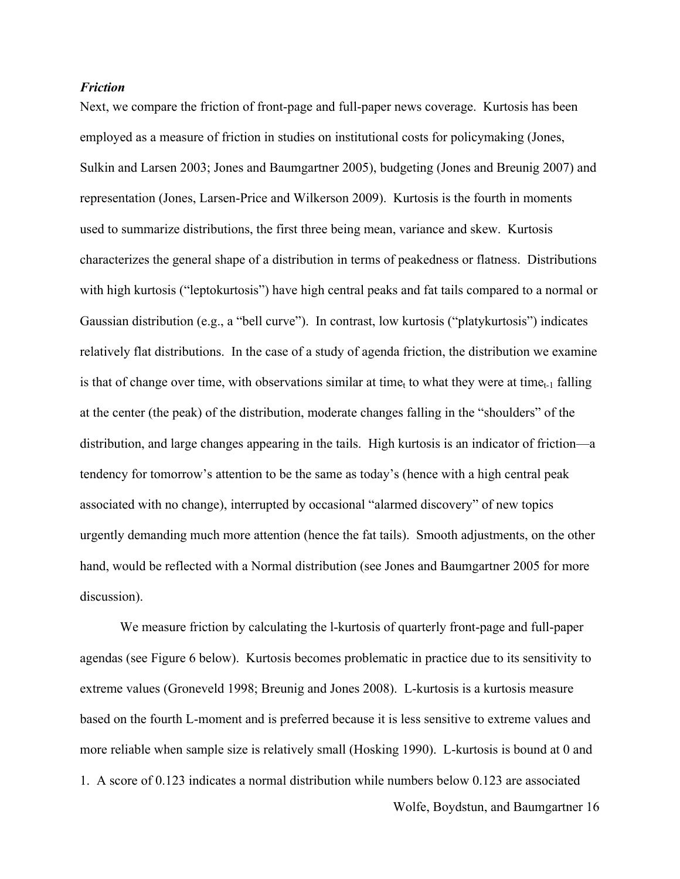### *Friction*

Next, we compare the friction of front-page and full-paper news coverage. Kurtosis has been employed as a measure of friction in studies on institutional costs for policymaking (Jones, Sulkin and Larsen 2003; Jones and Baumgartner 2005), budgeting (Jones and Breunig 2007) and representation (Jones, Larsen-Price and Wilkerson 2009). Kurtosis is the fourth in moments used to summarize distributions, the first three being mean, variance and skew. Kurtosis characterizes the general shape of a distribution in terms of peakedness or flatness. Distributions with high kurtosis ("leptokurtosis") have high central peaks and fat tails compared to a normal or Gaussian distribution (e.g., a "bell curve"). In contrast, low kurtosis ("platykurtosis") indicates relatively flat distributions. In the case of a study of agenda friction, the distribution we examine is that of change over time, with observations similar at $time_t$ to what they were at $time_{t-1}$ falling at the center (the peak) of the distribution, moderate changes falling in the "shoulders" of the distribution, and large changes appearing in the tails. High kurtosis is an indicator of friction—a tendency for tomorrow's attention to be the same as today's (hence with a high central peak associated with no change), interrupted by occasional "alarmed discovery" of new topics urgently demanding much more attention (hence the fat tails). Smooth adjustments, on the other hand, would be reflected with a Normal distribution (see Jones and Baumgartner 2005 for more discussion).

We measure friction by calculating the l-kurtosis of quarterly front-page and full-paper agendas (see Figure 6 below). Kurtosis becomes problematic in practice due to its sensitivity to extreme values (Groneveld 1998; Breunig and Jones 2008). L-kurtosis is a kurtosis measure based on the fourth L-moment and is preferred because it is less sensitive to extreme values and more reliable when sample size is relatively small (Hosking 1990). L-kurtosis is bound at 0 and 1. A score of 0.123 indicates a normal distribution while numbers below 0.123 are associated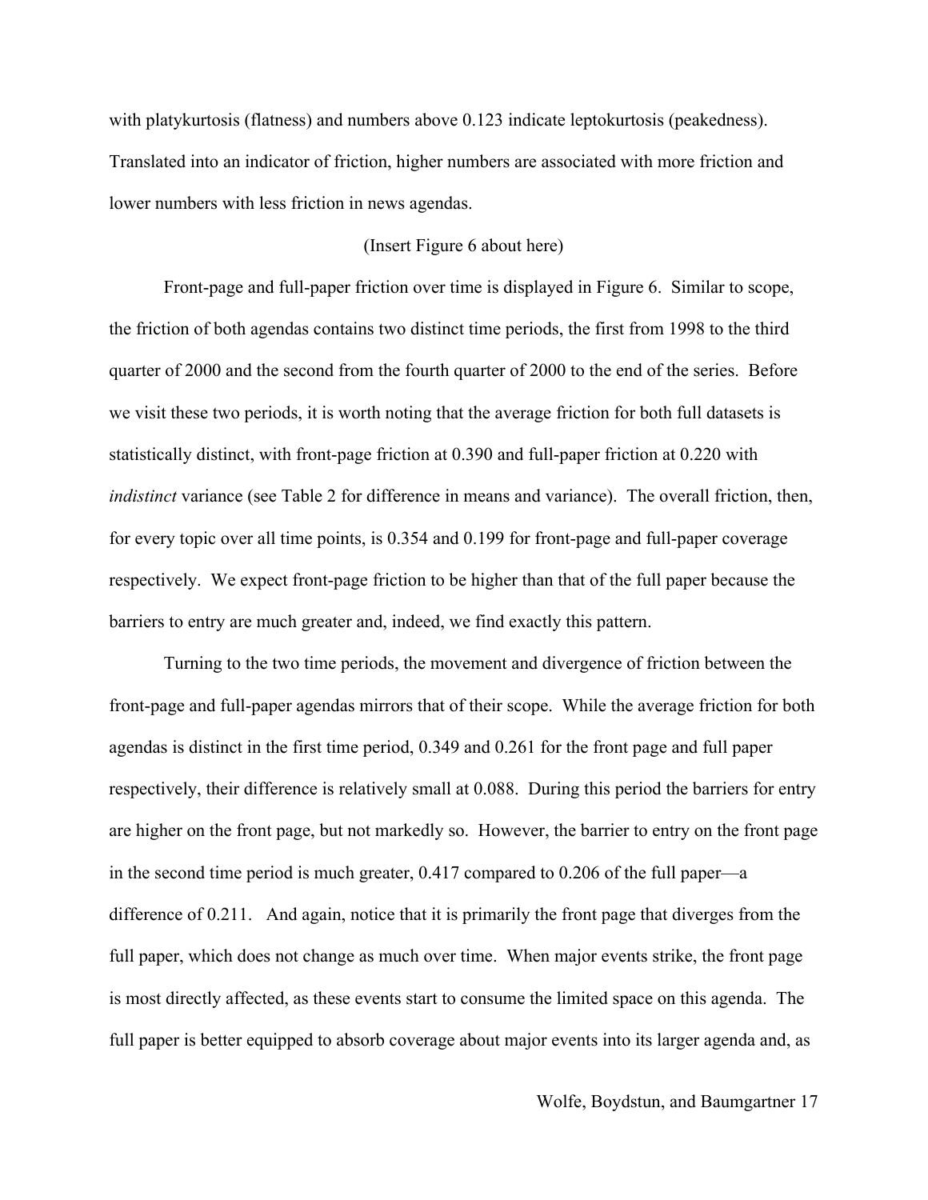with platykurtosis (flatness) and numbers above 0.123 indicate leptokurtosis (peakedness). Translated into an indicator of friction, higher numbers are associated with more friction and lower numbers with less friction in news agendas.

(Insert Figure 6 about here)

Front-page and full-paper friction over time is displayed in Figure 6. Similar to scope, the friction of both agendas contains two distinct time periods, the first from 1998 to the third quarter of 2000 and the second from the fourth quarter of 2000 to the end of the series. Before we visit these two periods, it is worth noting that the average friction for both full datasets is statistically distinct, with front-page friction at 0.390 and full-paper friction at 0.220 with *indistinct* variance (see Table 2 for difference in means and variance). The overall friction, then, for every topic over all time points, is 0.354 and 0.199 for front-page and full-paper coverage respectively. We expect front-page friction to be higher than that of the full paper because the barriers to entry are much greater and, indeed, we find exactly this pattern.

Turning to the two time periods, the movement and divergence of friction between the front-page and full-paper agendas mirrors that of their scope. While the average friction for both agendas is distinct in the first time period, 0.349 and 0.261 for the front page and full paper respectively, their difference is relatively small at 0.088. During this period the barriers for entry are higher on the front page, but not markedly so. However, the barrier to entry on the front page in the second time period is much greater, 0.417 compared to 0.206 of the full paper—a difference of 0.211. And again, notice that it is primarily the front page that diverges from the full paper, which does not change as much over time. When major events strike, the front page is most directly affected, as these events start to consume the limited space on this agenda. The full paper is better equipped to absorb coverage about major events into its larger agenda and, as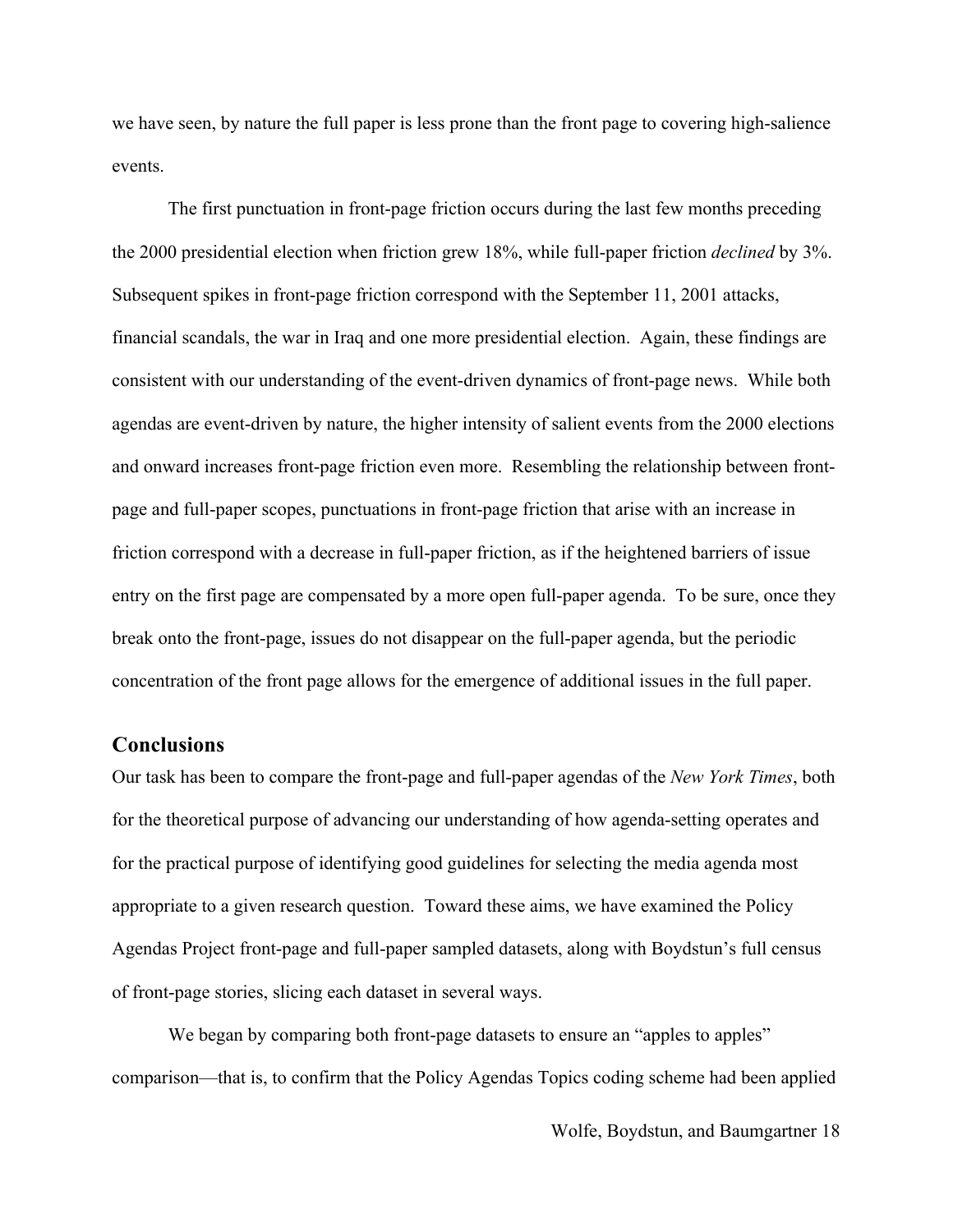we have seen, by nature the full paper is less prone than the front page to covering high-salience events.

The first punctuation in front-page friction occurs during the last few months preceding the 2000 presidential election when friction grew 18%, while full-paper friction *declined* by 3%. Subsequent spikes in front-page friction correspond with the September 11, 2001 attacks, financial scandals, the war in Iraq and one more presidential election. Again, these findings are consistent with our understanding of the event-driven dynamics of front-page news. While both agendas are event-driven by nature, the higher intensity of salient events from the 2000 elections and onward increases front-page friction even more. Resembling the relationship between front-page and full-paper scopes, punctuations in front-page friction that arise with an increase in friction correspond with a decrease in full-paper friction, as if the heightened barriers of issue entry on the first page are compensated by a more open full-paper agenda. To be sure, once they break onto the front-page, issues do not disappear on the full-paper agenda, but the periodic concentration of the front page allows for the emergence of additional issues in the full paper.

## Conclusions

Our task has been to compare the front-page and full-paper agendas of the *New York Times*, both for the theoretical purpose of advancing our understanding of how agenda-setting operates and for the practical purpose of identifying good guidelines for selecting the media agenda most appropriate to a given research question. Toward these aims, we have examined the Policy Agendas Project front-page and full-paper sampled datasets, along with Boydstun's full census of front-page stories, slicing each dataset in several ways.

We began by comparing both front-page datasets to ensure an "apples to apples" comparison—that is, to confirm that the Policy Agendas Topics coding scheme had been applied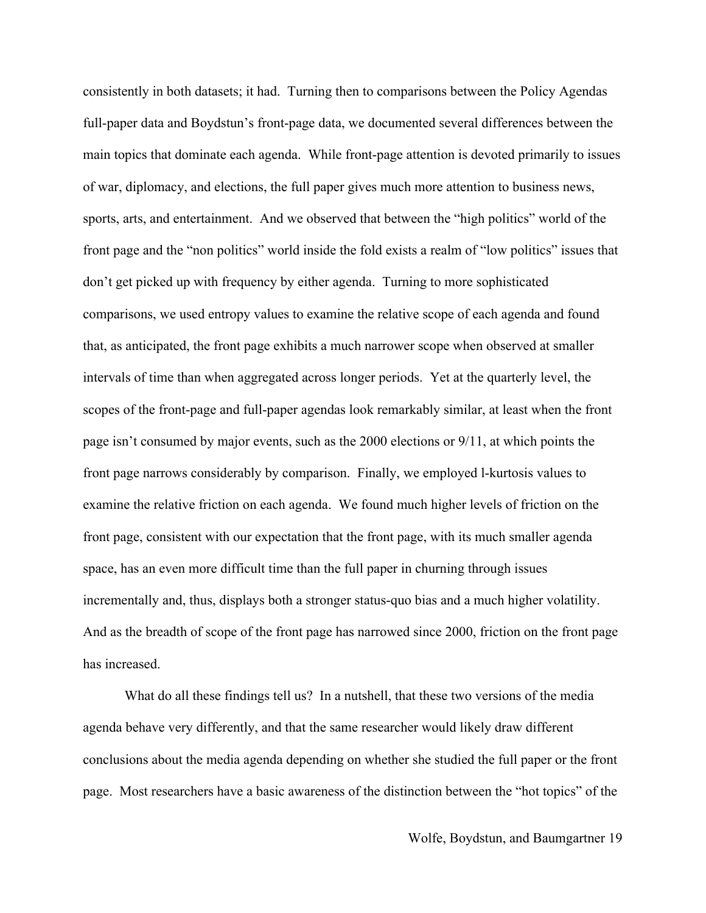consistently in both datasets; it had. Turning then to comparisons between the Policy Agendas full-paper data and Boydstun's front-page data, we documented several differences between the main topics that dominate each agenda. While front-page attention is devoted primarily to issues of war, diplomacy, and elections, the full paper gives much more attention to business news, sports, arts, and entertainment. And we observed that between the "high politics" world of the front page and the "non politics" world inside the fold exists a realm of "low politics" issues that don't get picked up with frequency by either agenda. Turning to more sophisticated comparisons, we used entropy values to examine the relative scope of each agenda and found that, as anticipated, the front page exhibits a much narrower scope when observed at smaller intervals of time than when aggregated across longer periods. Yet at the quarterly level, the scopes of the front-page and full-paper agendas look remarkably similar, at least when the front page isn't consumed by major events, such as the 2000 elections or 9/11, at which points the front page narrows considerably by comparison. Finally, we employed l-kurtosis values to examine the relative friction on each agenda. We found much higher levels of friction on the front page, consistent with our expectation that the front page, with its much smaller agenda space, has an even more difficult time than the full paper in churning through issues incrementally and, thus, displays both a stronger status-quo bias and a much higher volatility. And as the breadth of scope of the front page has narrowed since 2000, friction on the front page has increased.

What do all these findings tell us? In a nutshell, that these two versions of the media agenda behave very differently, and that the same researcher would likely draw different conclusions about the media agenda depending on whether she studied the full paper or the front page. Most researchers have a basic awareness of the distinction between the "hot topics" of the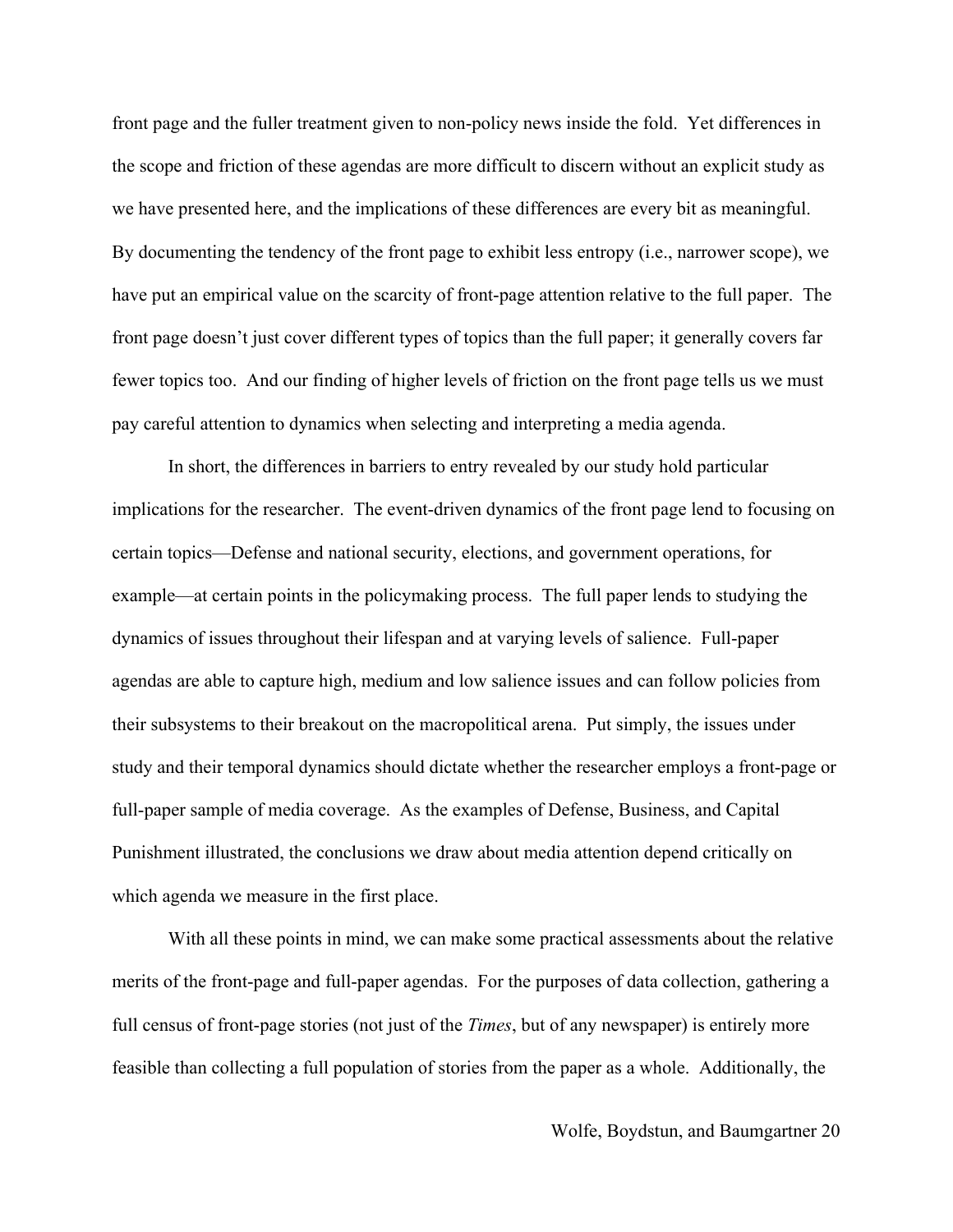front page and the fuller treatment given to non-policy news inside the fold. Yet differences in the scope and friction of these agendas are more difficult to discern without an explicit study as we have presented here, and the implications of these differences are every bit as meaningful. By documenting the tendency of the front page to exhibit less entropy (i.e., narrower scope), we have put an empirical value on the scarcity of front-page attention relative to the full paper. The front page doesn't just cover different types of topics than the full paper; it generally covers far fewer topics too. And our finding of higher levels of friction on the front page tells us we must pay careful attention to dynamics when selecting and interpreting a media agenda.

In short, the differences in barriers to entry revealed by our study hold particular implications for the researcher. The event-driven dynamics of the front page lend to focusing on certain topics—Defense and national security, elections, and government operations, for example—at certain points in the policymaking process. The full paper lends to studying the dynamics of issues throughout their lifespan and at varying levels of salience. Full-paper agendas are able to capture high, medium and low salience issues and can follow policies from their subsystems to their breakout on the macropolitical arena. Put simply, the issues under study and their temporal dynamics should dictate whether the researcher employs a front-page or full-paper sample of media coverage. As the examples of Defense, Business, and Capital Punishment illustrated, the conclusions we draw about media attention depend critically on which agenda we measure in the first place.

With all these points in mind, we can make some practical assessments about the relative merits of the front-page and full-paper agendas. For the purposes of data collection, gathering a full census of front-page stories (not just of the *Times*, but of any newspaper) is entirely more feasible than collecting a full population of stories from the paper as a whole. Additionally, the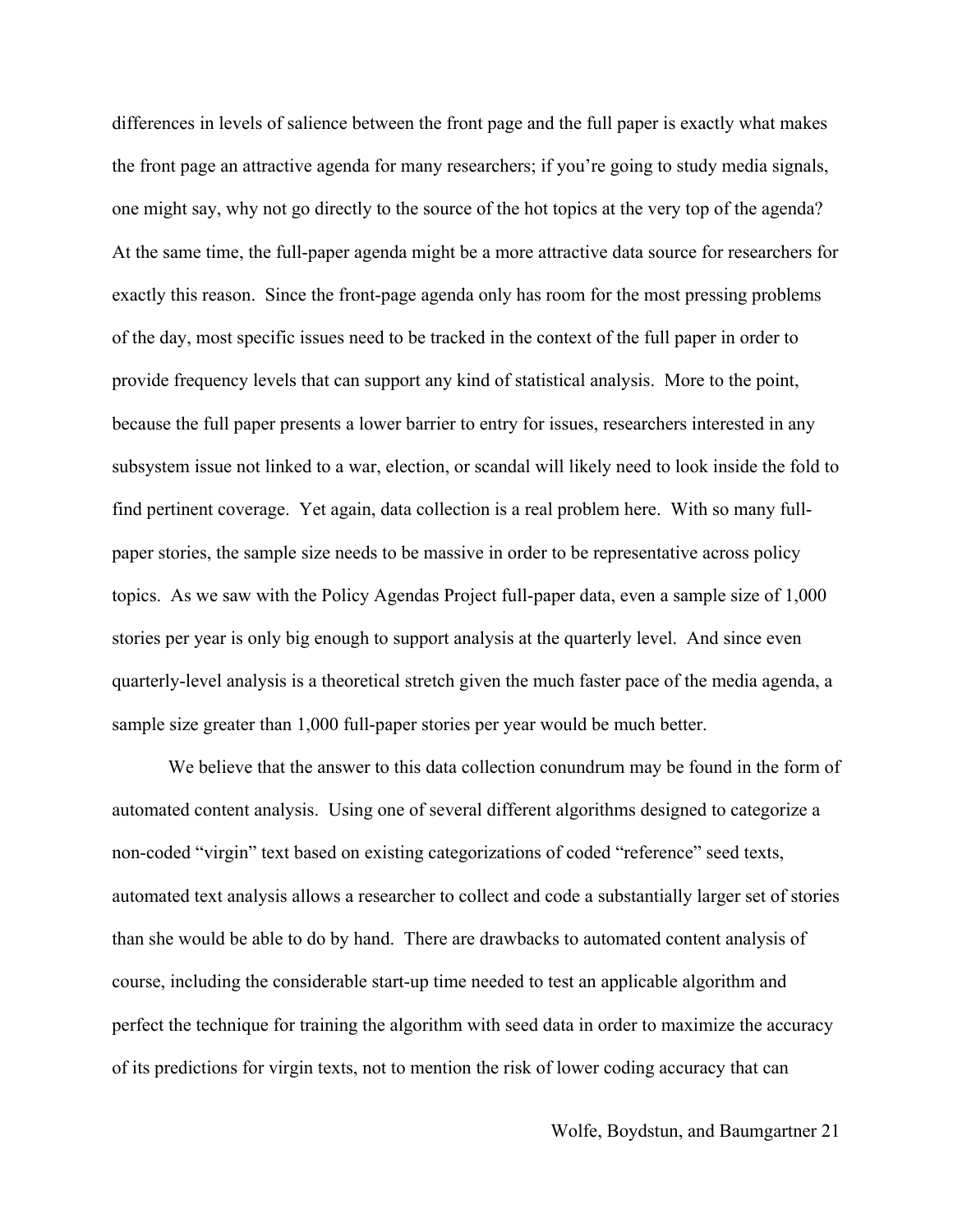differences in levels of salience between the front page and the full paper is exactly what makes the front page an attractive agenda for many researchers; if you're going to study media signals, one might say, why not go directly to the source of the hot topics at the very top of the agenda? At the same time, the full-paper agenda might be a more attractive data source for researchers for exactly this reason. Since the front-page agenda only has room for the most pressing problems of the day, most specific issues need to be tracked in the context of the full paper in order to provide frequency levels that can support any kind of statistical analysis. More to the point, because the full paper presents a lower barrier to entry for issues, researchers interested in any subsystem issue not linked to a war, election, or scandal will likely need to look inside the fold to find pertinent coverage. Yet again, data collection is a real problem here. With so many full-paper stories, the sample size needs to be massive in order to be representative across policy topics. As we saw with the Policy Agendas Project full-paper data, even a sample size of 1,000 stories per year is only big enough to support analysis at the quarterly level. And since even quarterly-level analysis is a theoretical stretch given the much faster pace of the media agenda, a sample size greater than 1,000 full-paper stories per year would be much better.

We believe that the answer to this data collection conundrum may be found in the form of automated content analysis. Using one of several different algorithms designed to categorize a non-coded "virgin" text based on existing categorizations of coded "reference" seed texts, automated text analysis allows a researcher to collect and code a substantially larger set of stories than she would be able to do by hand. There are drawbacks to automated content analysis of course, including the considerable start-up time needed to test an applicable algorithm and perfect the technique for training the algorithm with seed data in order to maximize the accuracy of its predictions for virgin texts, not to mention the risk of lower coding accuracy that can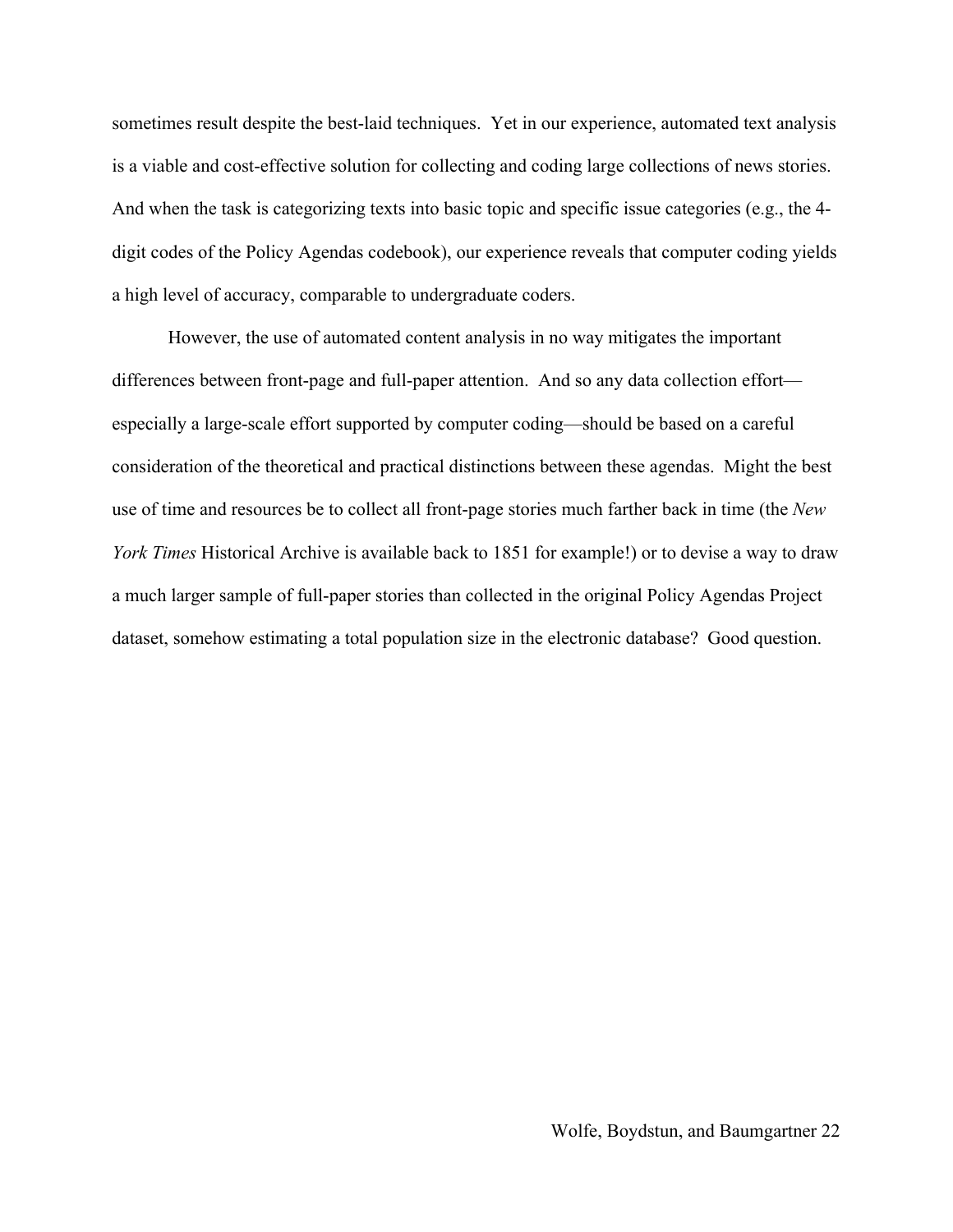sometimes result despite the best-laid techniques. Yet in our experience, automated text analysis is a viable and cost-effective solution for collecting and coding large collections of news stories. And when the task is categorizing texts into basic topic and specific issue categories (e.g., the 4-digit codes of the Policy Agendas codebook), our experience reveals that computer coding yields a high level of accuracy, comparable to undergraduate coders.

However, the use of automated content analysis in no way mitigates the important differences between front-page and full-paper attention. And so any data collection effort—especially a large-scale effort supported by computer coding—should be based on a careful consideration of the theoretical and practical distinctions between these agendas. Might the best use of time and resources be to collect all front-page stories much farther back in time (the *New York Times* Historical Archive is available back to 1851 for example!) or to devise a way to draw a much larger sample of full-paper stories than collected in the original Policy Agendas Project dataset, somehow estimating a total population size in the electronic database? Good question.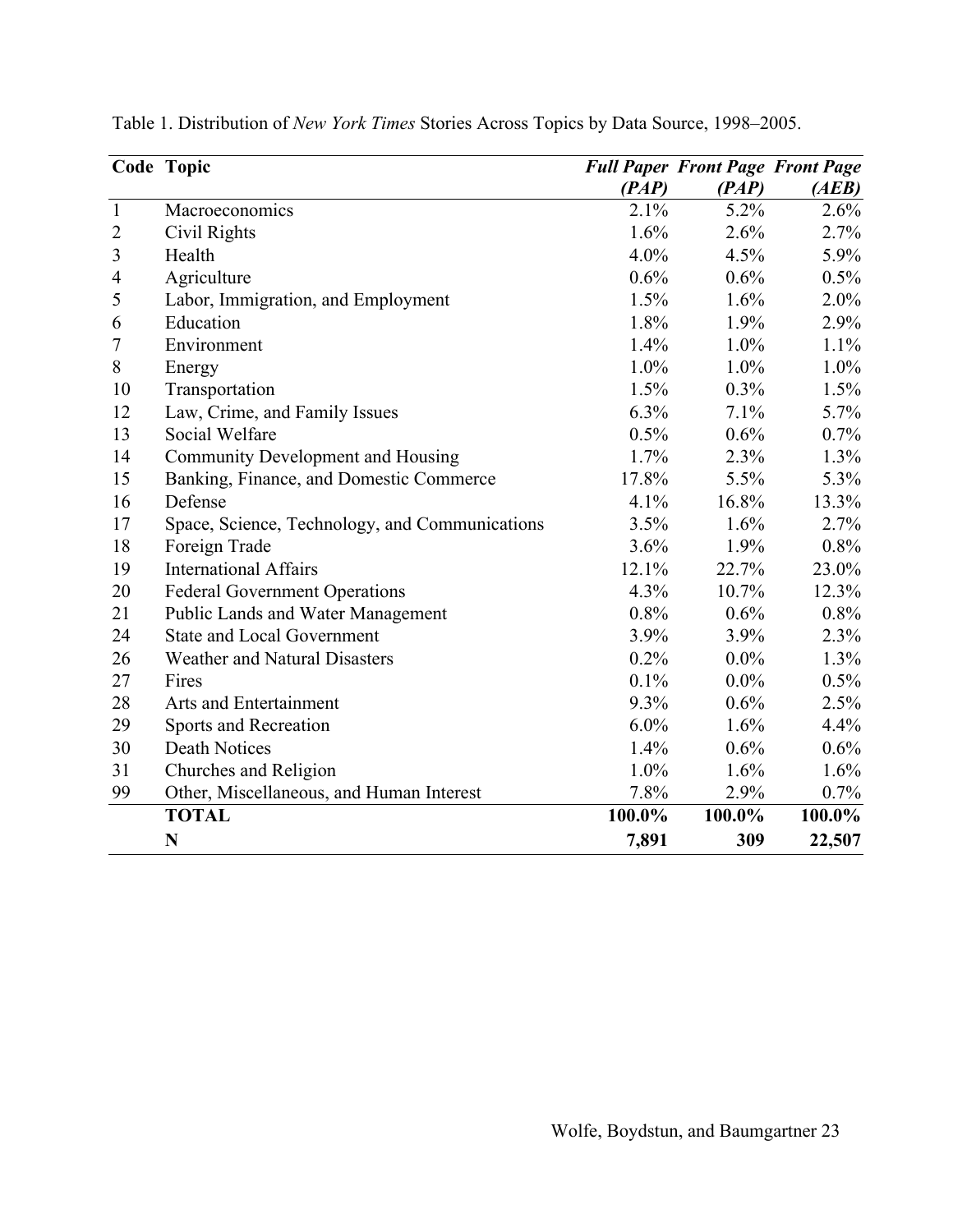Table 1. Distribution of *New York Times* Stories Across Topics by Data Source, 1998–2005.

| Code | Topic | ***Full Paper (PAP)*** | ***Front Page (PAP)*** | ***Front Page (AEB)*** |
|---|---|---|---|---|
| 1 | Macroeconomics | 2.1% | 5.2% | 2.6% |
| 2 | Civil Rights | 1.6% | 2.6% | 2.7% |
| 3 | Health | 4.0% | 4.5% | 5.9% |
| 4 | Agriculture | 0.6% | 0.6% | 0.5% |
| 5 | Labor, Immigration, and Employment | 1.5% | 1.6% | 2.0% |
| 6 | Education | 1.8% | 1.9% | 2.9% |
| 7 | Environment | 1.4% | 1.0% | 1.1% |
| 8 | Energy | 1.0% | 1.0% | 1.0% |
| 10 | Transportation | 1.5% | 0.3% | 1.5% |
| 12 | Law, Crime, and Family Issues | 6.3% | 7.1% | 5.7% |
| 13 | Social Welfare | 0.5% | 0.6% | 0.7% |
| 14 | Community Development and Housing | 1.7% | 2.3% | 1.3% |
| 15 | Banking, Finance, and Domestic Commerce | 17.8% | 5.5% | 5.3% |
| 16 | Defense | 4.1% | 16.8% | 13.3% |
| 17 | Space, Science, Technology, and Communications | 3.5% | 1.6% | 2.7% |
| 18 | Foreign Trade | 3.6% | 1.9% | 0.8% |
| 19 | International Affairs | 12.1% | 22.7% | 23.0% |
| 20 | Federal Government Operations | 4.3% | 10.7% | 12.3% |
| 21 | Public Lands and Water Management | 0.8% | 0.6% | 0.8% |
| 24 | State and Local Government | 3.9% | 3.9% | 2.3% |
| 26 | Weather and Natural Disasters | 0.2% | 0.0% | 1.3% |
| 27 | Fires | 0.1% | 0.0% | 0.5% |
| 28 | Arts and Entertainment | 9.3% | 0.6% | 2.5% |
| 29 | Sports and Recreation | 6.0% | 1.6% | 4.4% |
| 30 | Death Notices | 1.4% | 0.6% | 0.6% |
| 31 | Churches and Religion | 1.0% | 1.6% | 1.6% |
| 99 | Other, Miscellaneous, and Human Interest | 7.8% | 2.9% | 0.7% |
| | **TOTAL** | **100.0%** | **100.0%** | **100.0%** |
| | **N** | **7,891** | **309** | **22,507** |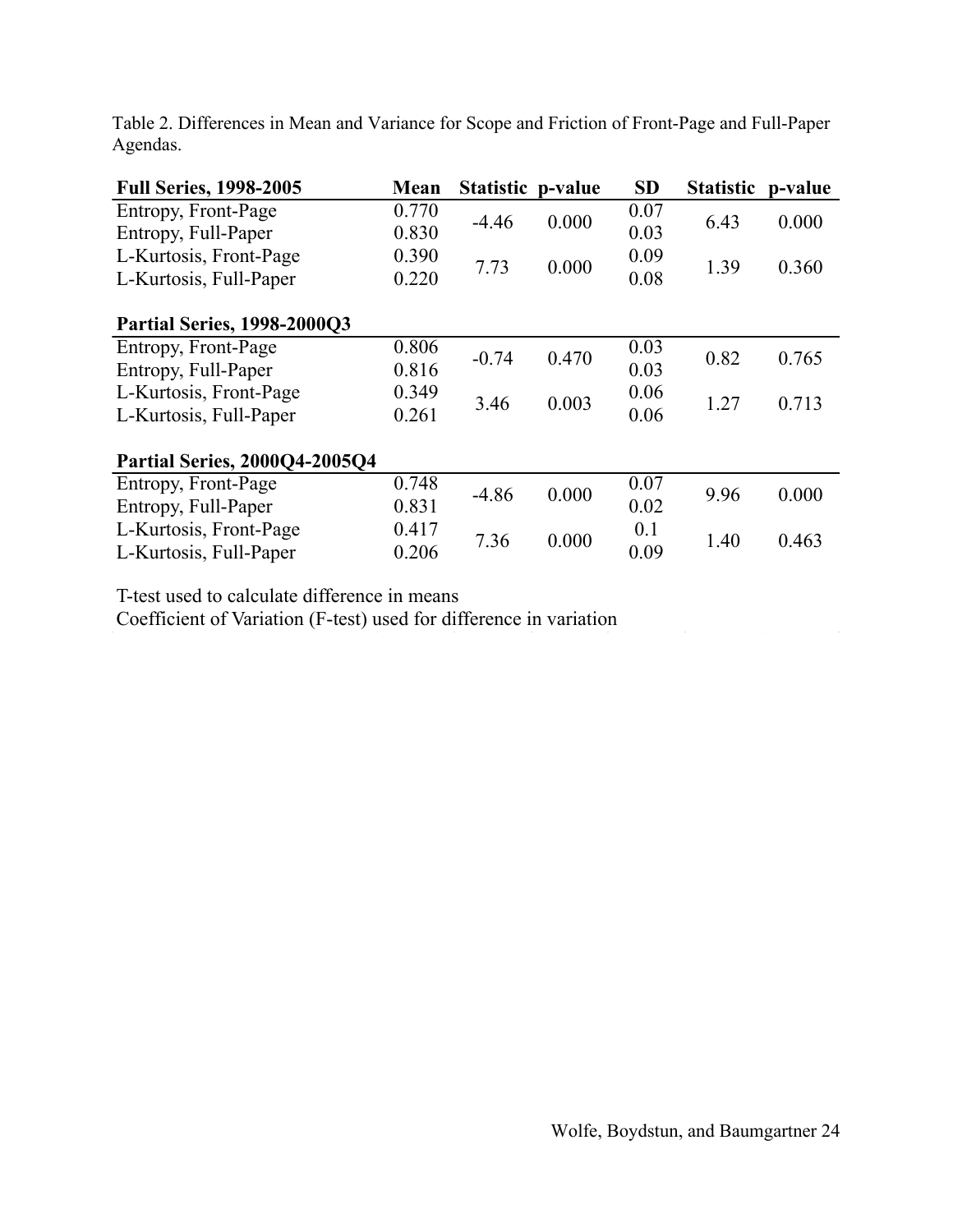Table 2. Differences in Mean and Variance for Scope and Friction of Front-Page and Full-Paper Agendas.

| **Full Series, 1998-2005** | **Mean** | **Statistic** | **p-value** | **SD** | **Statistic** | **p-value** |
|---|---|---|---|---|---|---|
| Entropy, Front-Page | 0.770 | -4.46 | 0.000 | 0.07 | 6.43 | 0.000 |
| Entropy, Full-Paper | 0.830 | | | 0.03 | | |
| L-Kurtosis, Front-Page | 0.390 | 7.73 | 0.000 | 0.09 | 1.39 | 0.360 |
| L-Kurtosis, Full-Paper | 0.220 | | | 0.08 | | |
| **Partial Series, 1998-2000Q3** | | | | | | |
| Entropy, Front-Page | 0.806 | -0.74 | 0.470 | 0.03 | 0.82 | 0.765 |
| Entropy, Full-Paper | 0.816 | | | 0.03 | | |
| L-Kurtosis, Front-Page | 0.349 | 3.46 | 0.003 | 0.06 | 1.27 | 0.713 |
| L-Kurtosis, Full-Paper | 0.261 | | | 0.06 | | |
| **Partial Series, 2000Q4-2005Q4** | | | | | | |
| Entropy, Front-Page | 0.748 | -4.86 | 0.000 | 0.07 | 9.96 | 0.000 |
| Entropy, Full-Paper | 0.831 | | | 0.02 | | |
| L-Kurtosis, Front-Page | 0.417 | 7.36 | 0.000 | 0.1 | 1.40 | 0.463 |
| L-Kurtosis, Full-Paper | 0.206 | | | 0.09 | | |

T-test used to calculate difference in means
Coefficient of Variation (F-test) used for difference in variation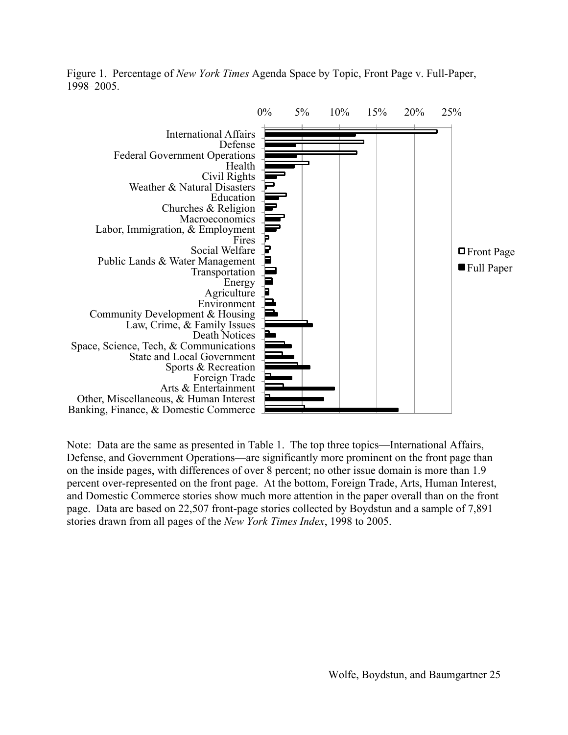Figure 1. Percentage of *New York Times* Agenda Space by Topic, Front Page v. Full-Paper, 1998–2005.

Note: Data are the same as presented in Table 1. The top three topics—International Affairs, Defense, and Government Operations—are significantly more prominent on the front page than on the inside pages, with differences of over 8 percent; no other issue domain is more than 1.9 percent over-represented on the front page. At the bottom, Foreign Trade, Arts, Human Interest, and Domestic Commerce stories show much more attention in the paper overall than on the front page. Data are based on 22,507 front-page stories collected by Boydstun and a sample of 7,891 stories drawn from all pages of the *New York Times Index*, 1998 to 2005.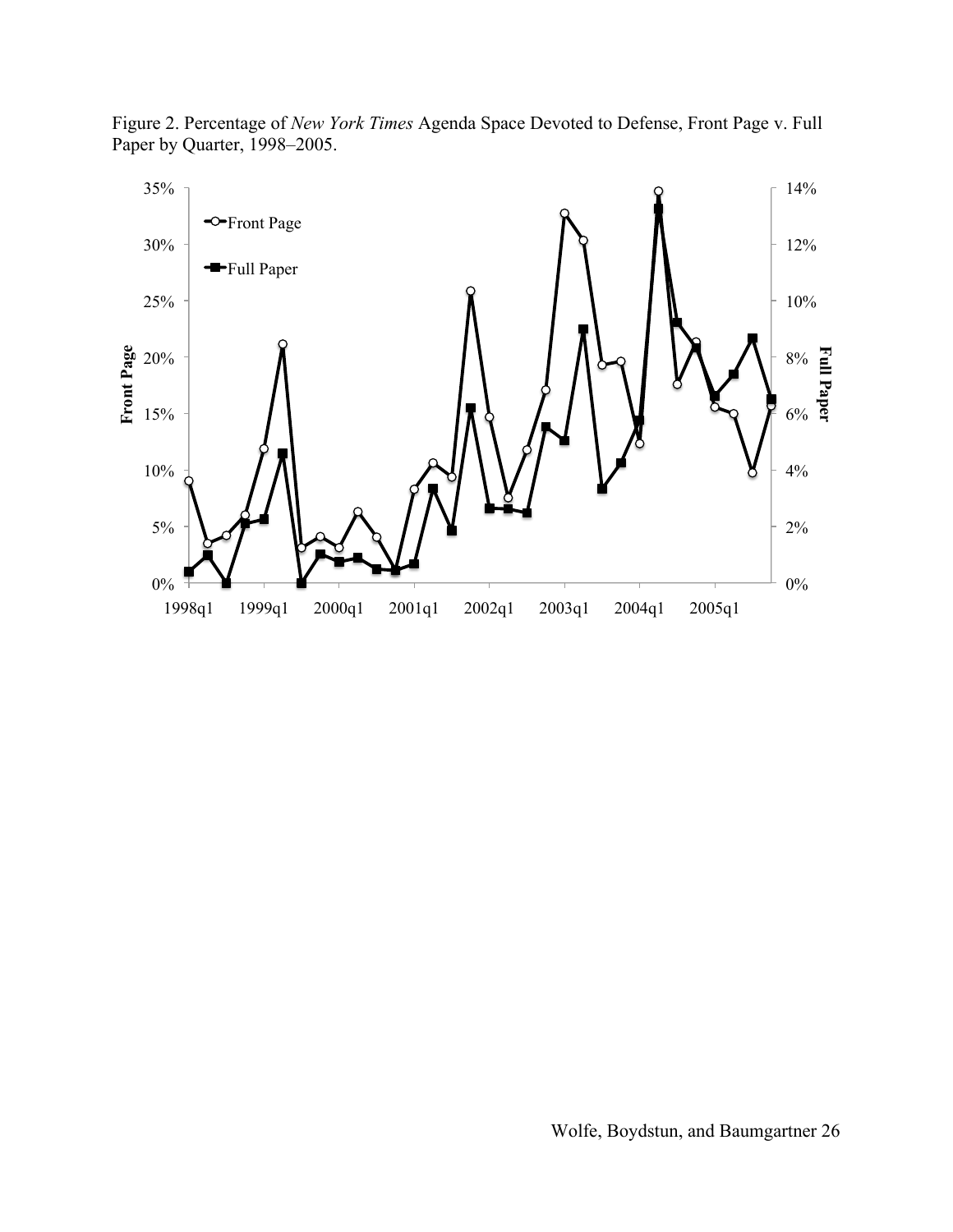Figure 2. Percentage of *New York Times* Agenda Space Devoted to Defense, Front Page v. Full Paper by Quarter, 1998–2005.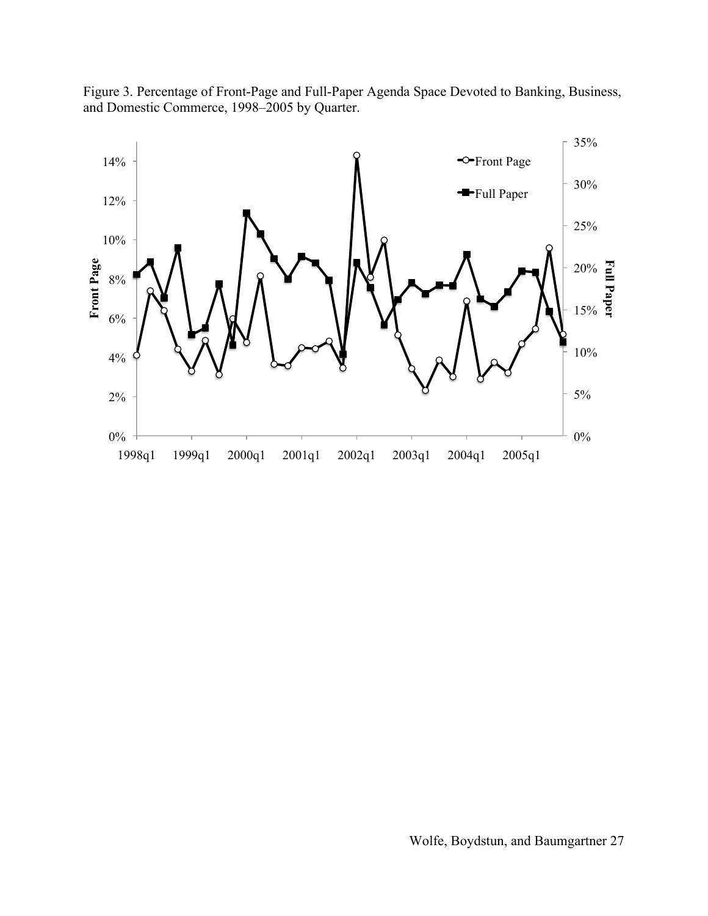Figure 3. Percentage of Front-Page and Full-Paper Agenda Space Devoted to Banking, Business, and Domestic Commerce, 1998–2005 by Quarter.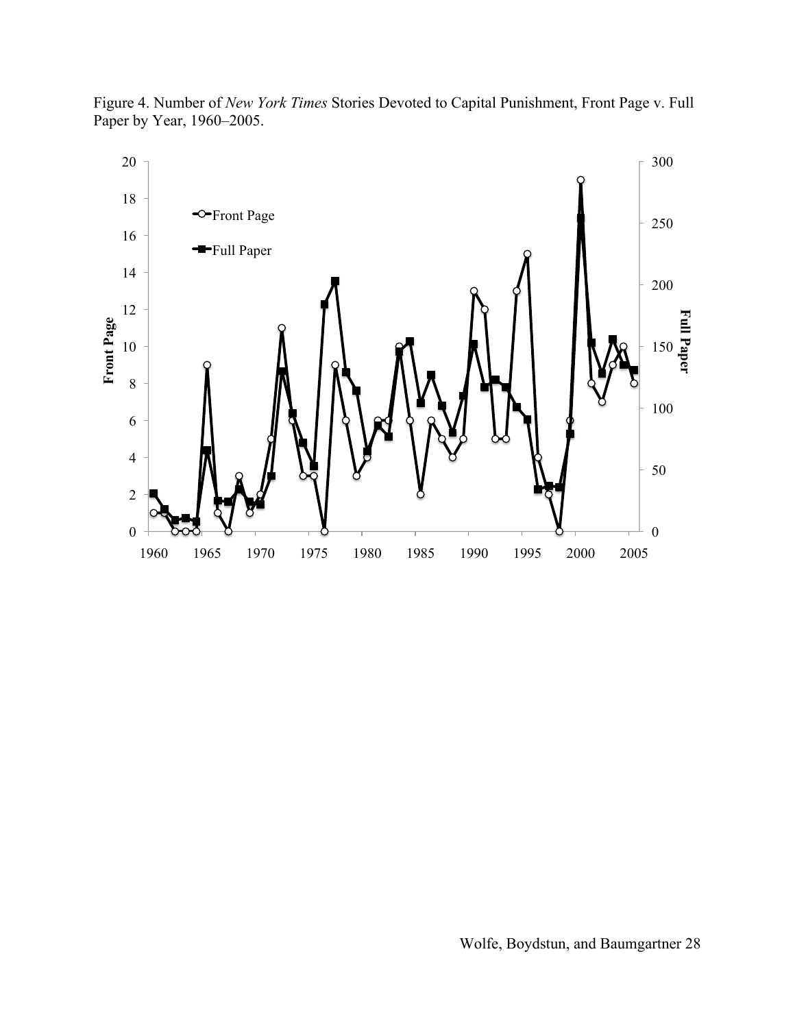Figure 4. Number of *New York Times* Stories Devoted to Capital Punishment, Front Page v. Full Paper by Year, 1960–2005.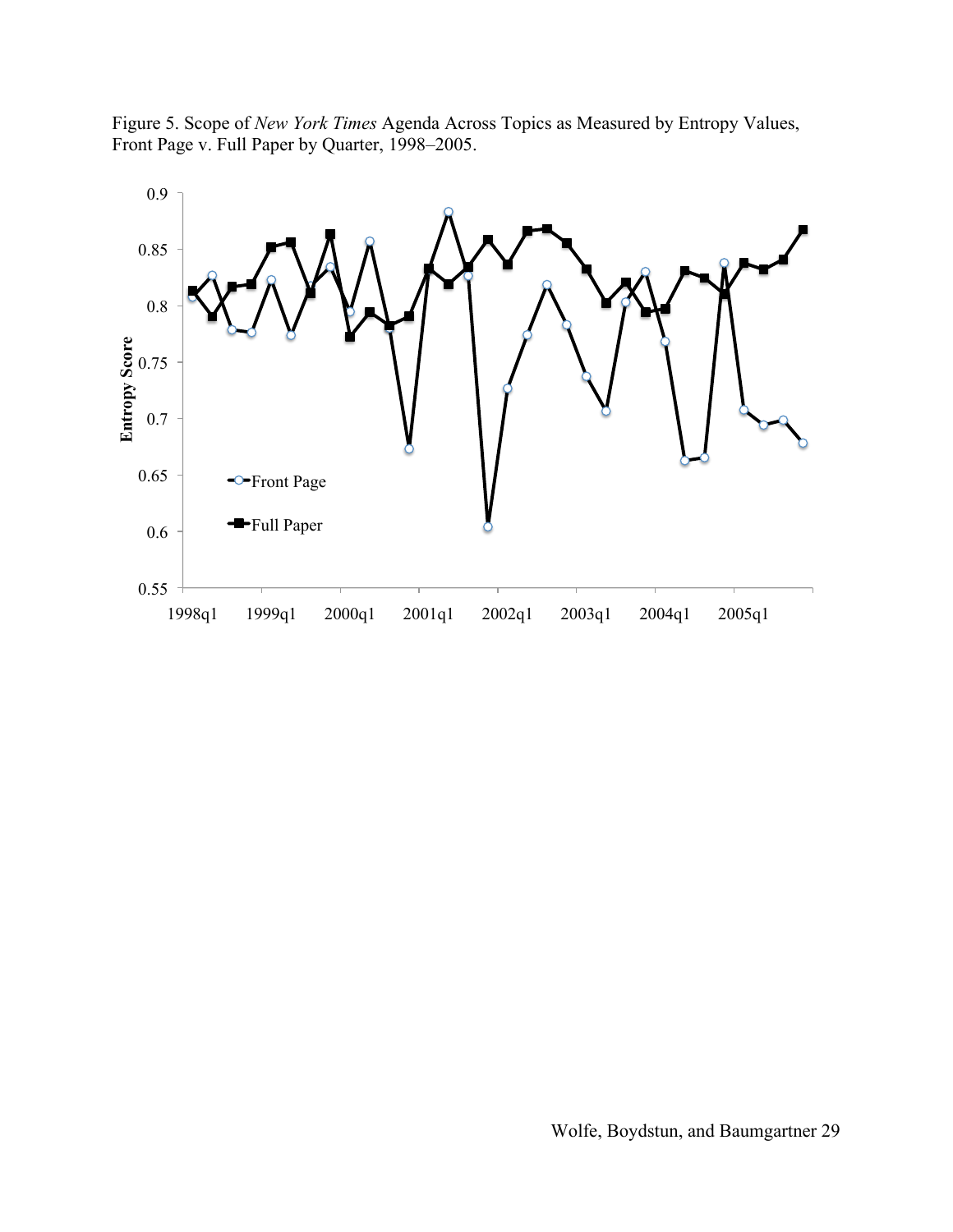Figure 5. Scope of *New York Times* Agenda Across Topics as Measured by Entropy Values, Front Page v. Full Paper by Quarter, 1998–2005.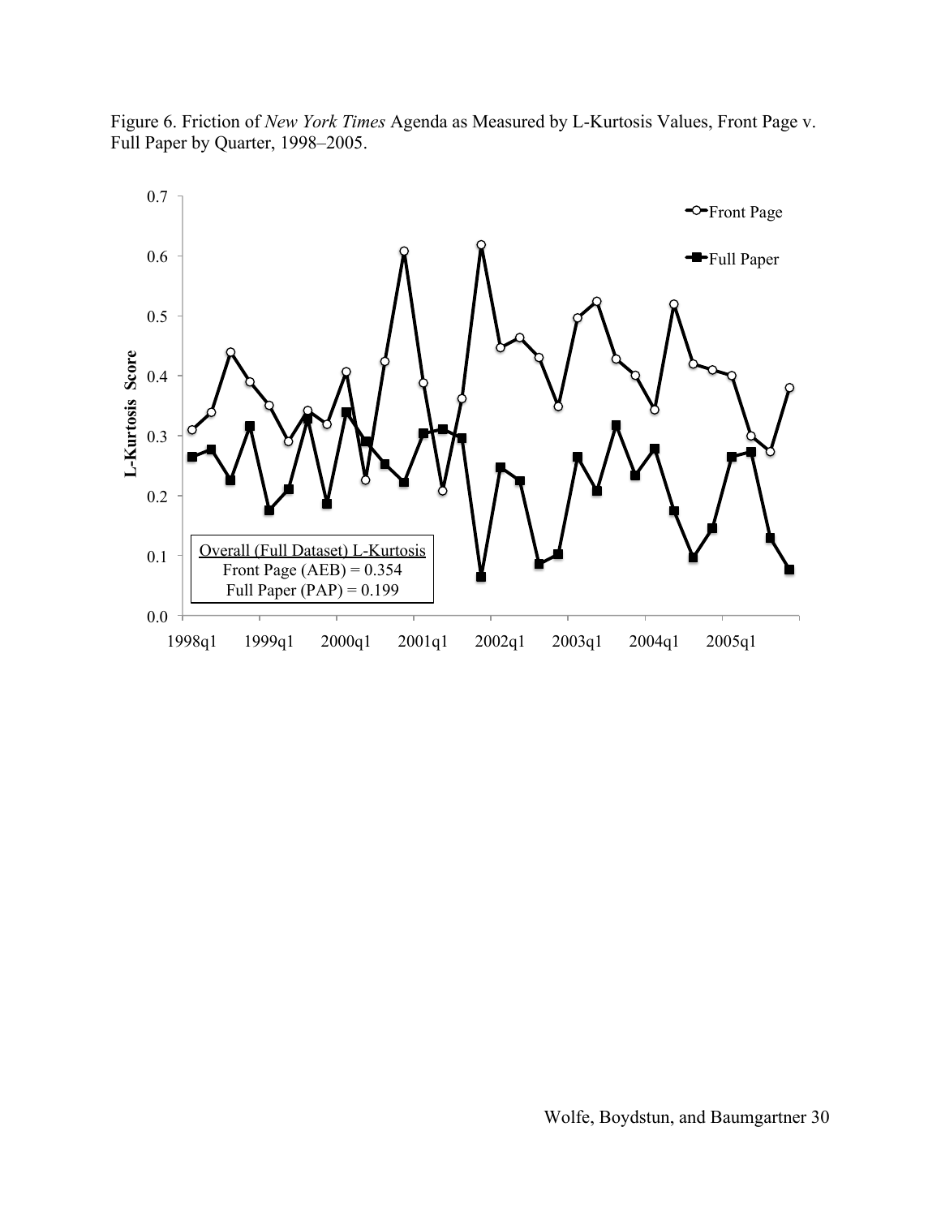Figure 6. Friction of *New York Times* Agenda as Measured by L-Kurtosis Values, Front Page v. Full Paper by Quarter, 1998–2005.

Overall (Full Dataset) L-Kurtosis
Front Page (AEB) = 0.354
Full Paper (PAP) = 0.199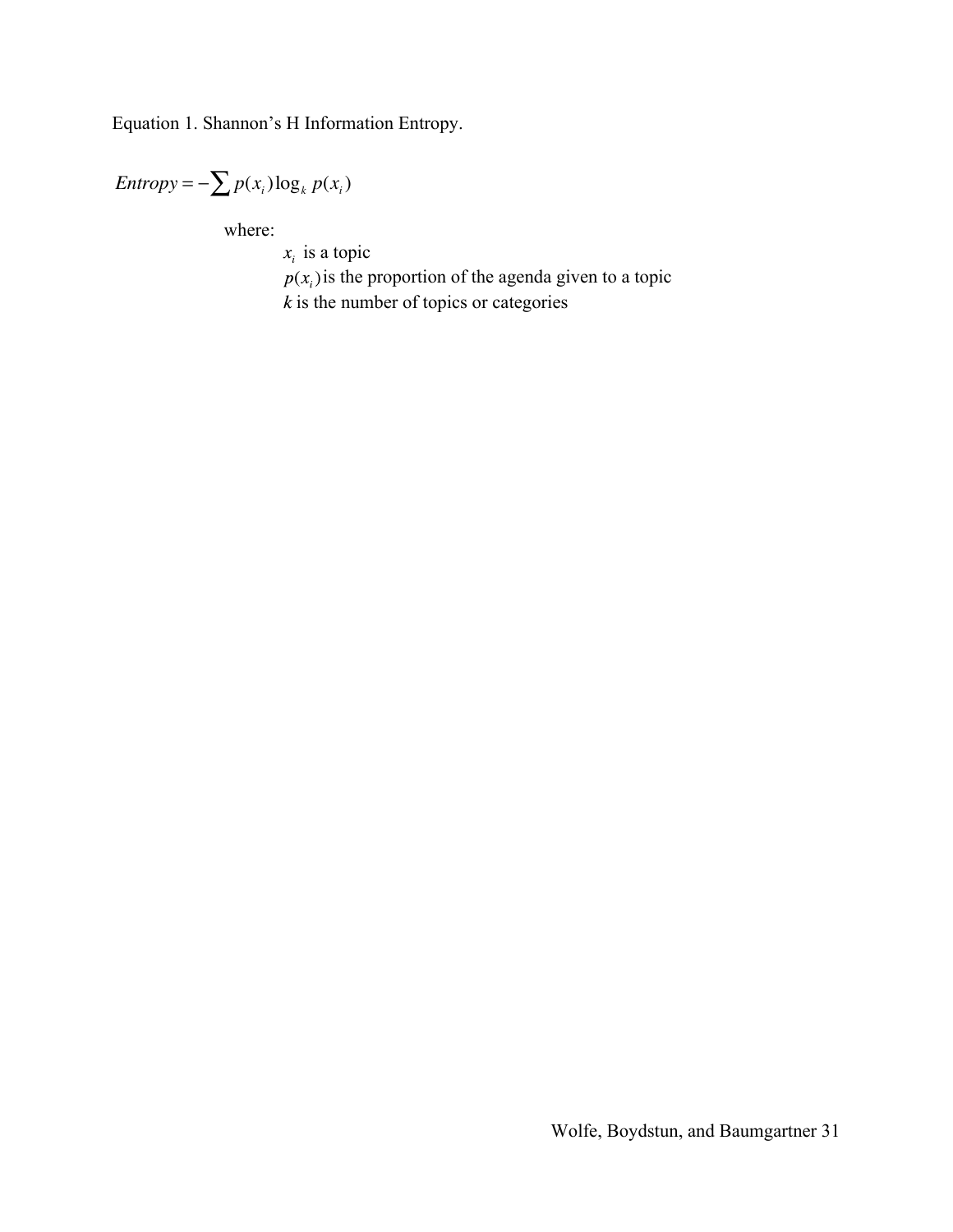Equation 1. Shannon's H Information Entropy.

$$Entropy = -\sum p(x_i)\log_k p(x_i)$$

where:

$x_i$ is a topic

$p(x_i)$ is the proportion of the agenda given to a topic

$k$ is the number of topics or categories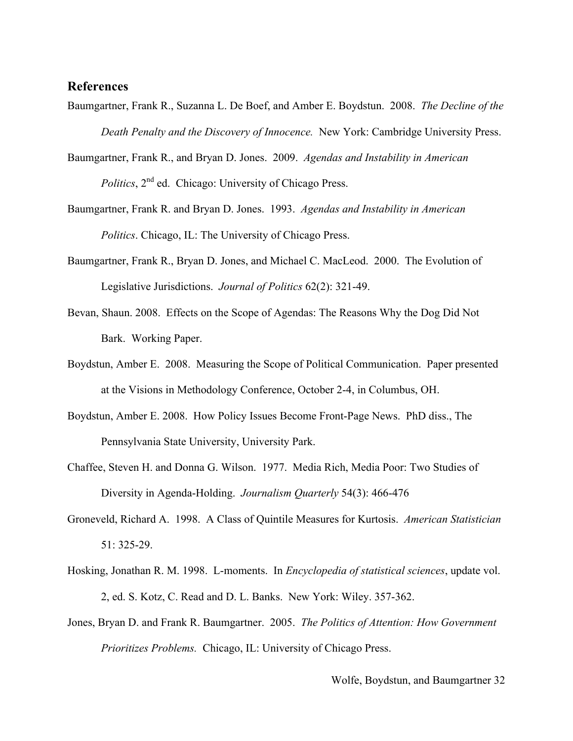## References

Baumgartner, Frank R., Suzanna L. De Boef, and Amber E. Boydstun. 2008. *The Decline of the Death Penalty and the Discovery of Innocence.* New York: Cambridge University Press.

Baumgartner, Frank R., and Bryan D. Jones. 2009. *Agendas and Instability in American Politics*, 2nd ed. Chicago: University of Chicago Press.

Baumgartner, Frank R. and Bryan D. Jones. 1993. *Agendas and Instability in American Politics*. Chicago, IL: The University of Chicago Press.

Baumgartner, Frank R., Bryan D. Jones, and Michael C. MacLeod. 2000. The Evolution of Legislative Jurisdictions. *Journal of Politics* 62(2): 321-49.

Bevan, Shaun. 2008. Effects on the Scope of Agendas: The Reasons Why the Dog Did Not Bark. Working Paper.

Boydstun, Amber E. 2008. Measuring the Scope of Political Communication. Paper presented at the Visions in Methodology Conference, October 2-4, in Columbus, OH.

Boydstun, Amber E. 2008. How Policy Issues Become Front-Page News. PhD diss., The Pennsylvania State University, University Park.

Chaffee, Steven H. and Donna G. Wilson. 1977. Media Rich, Media Poor: Two Studies of Diversity in Agenda-Holding. *Journalism Quarterly* 54(3): 466-476

Groneveld, Richard A. 1998. A Class of Quintile Measures for Kurtosis. *American Statistician* 51: 325-29.

Hosking, Jonathan R. M. 1998. L-moments. In *Encyclopedia of statistical sciences*, update vol. 2, ed. S. Kotz, C. Read and D. L. Banks. New York: Wiley. 357-362.

Jones, Bryan D. and Frank R. Baumgartner. 2005. *The Politics of Attention: How Government Prioritizes Problems.* Chicago, IL: University of Chicago Press.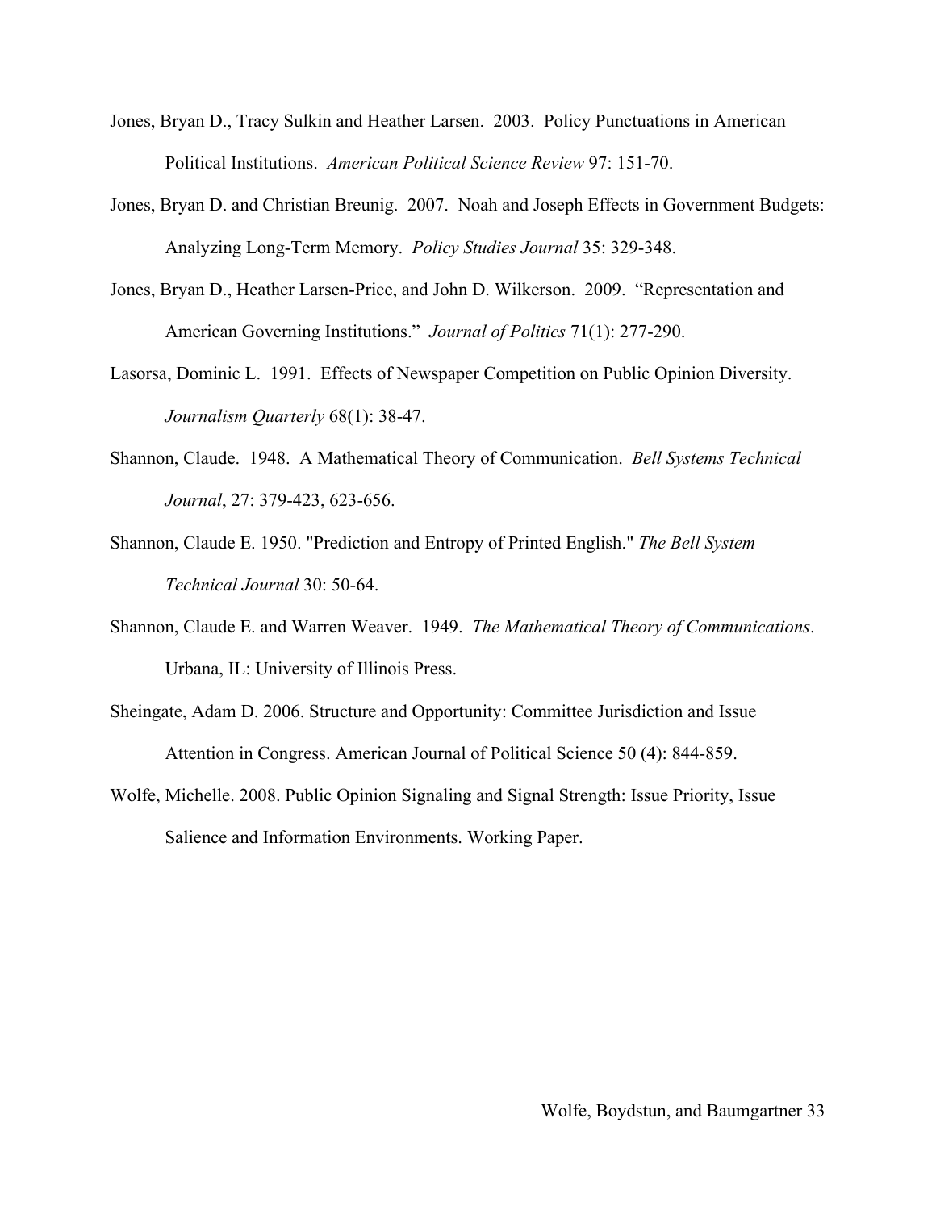Jones, Bryan D., Tracy Sulkin and Heather Larsen. 2003. Policy Punctuations in American Political Institutions. *American Political Science Review* 97: 151-70.

Jones, Bryan D. and Christian Breunig. 2007. Noah and Joseph Effects in Government Budgets: Analyzing Long-Term Memory. *Policy Studies Journal* 35: 329-348.

Jones, Bryan D., Heather Larsen-Price, and John D. Wilkerson. 2009. "Representation and American Governing Institutions." *Journal of Politics* 71(1): 277-290.

Lasorsa, Dominic L. 1991. Effects of Newspaper Competition on Public Opinion Diversity. *Journalism Quarterly* 68(1): 38-47.

Shannon, Claude. 1948. A Mathematical Theory of Communication. *Bell Systems Technical Journal*, 27: 379-423, 623-656.

Shannon, Claude E. 1950. "Prediction and Entropy of Printed English." *The Bell System Technical Journal* 30: 50-64.

Shannon, Claude E. and Warren Weaver. 1949. *The Mathematical Theory of Communications*. Urbana, IL: University of Illinois Press.

Sheingate, Adam D. 2006. Structure and Opportunity: Committee Jurisdiction and Issue Attention in Congress. American Journal of Political Science 50 (4): 844-859.

Wolfe, Michelle. 2008. Public Opinion Signaling and Signal Strength: Issue Priority, Issue Salience and Information Environments. Working Paper.